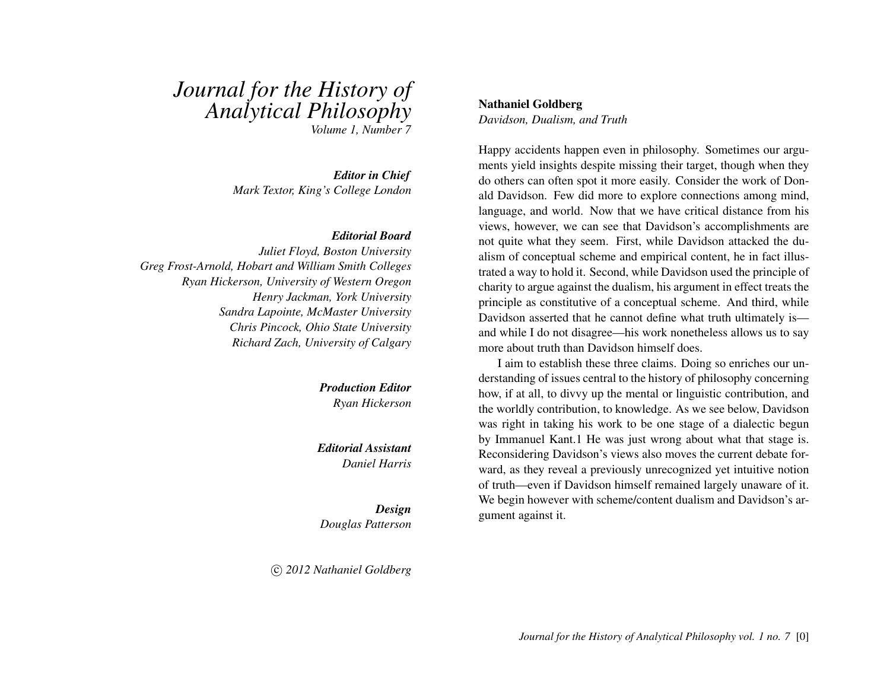# Journal for the History of Analytical Philosophy

*Volume 1, Number 7*

***Editor in Chief***
*Mark Textor, King's College London*

***Editorial Board***
*Juliet Floyd, Boston University*
*Greg Frost-Arnold, Hobart and William Smith Colleges*
*Ryan Hickerson, University of Western Oregon*
*Henry Jackman, York University*
*Sandra Lapointe, McMaster University*
*Chris Pincock, Ohio State University*
*Richard Zach, University of Calgary*

***Production Editor***
*Ryan Hickerson*

***Editorial Assistant***
*Daniel Harris*

***Design***
*Douglas Patterson*

*© 2012 Nathaniel Goldberg*

**Nathaniel Goldberg**

*Davidson, Dualism, and Truth*

Happy accidents happen even in philosophy. Sometimes our arguments yield insights despite missing their target, though when they do others can often spot it more easily. Consider the work of Donald Davidson. Few did more to explore connections among mind, language, and world. Now that we have critical distance from his views, however, we can see that Davidson's accomplishments are not quite what they seem. First, while Davidson attacked the dualism of conceptual scheme and empirical content, he in fact illustrated a way to hold it. Second, while Davidson used the principle of charity to argue against the dualism, his argument in effect treats the principle as constitutive of a conceptual scheme. And third, while Davidson asserted that he cannot define what truth ultimately is—and while I do not disagree—his work nonetheless allows us to say more about truth than Davidson himself does.

I aim to establish these three claims. Doing so enriches our understanding of issues central to the history of philosophy concerning how, if at all, to divvy up the mental or linguistic contribution, and the worldly contribution, to knowledge. As we see below, Davidson was right in taking his work to be one stage of a dialectic begun by Immanuel Kant.1 He was just wrong about what that stage is. Reconsidering Davidson's views also moves the current debate forward, as they reveal a previously unrecognized yet intuitive notion of truth—even if Davidson himself remained largely unaware of it. We begin however with scheme/content dualism and Davidson's argument against it.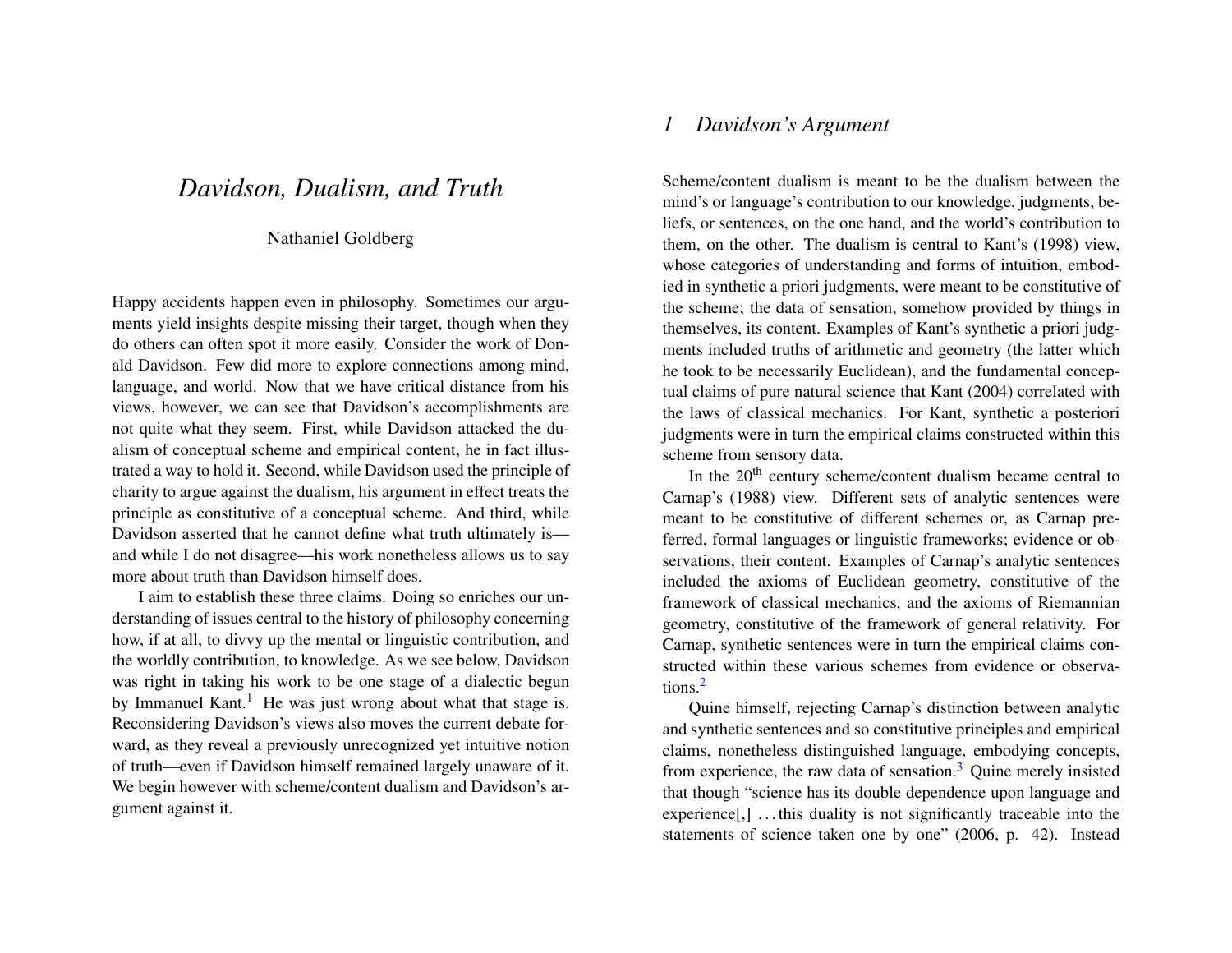# Davidson, Dualism, and Truth

Nathaniel Goldberg

Happy accidents happen even in philosophy. Sometimes our arguments yield insights despite missing their target, though when they do others can often spot it more easily. Consider the work of Donald Davidson. Few did more to explore connections among mind, language, and world. Now that we have critical distance from his views, however, we can see that Davidson's accomplishments are not quite what they seem. First, while Davidson attacked the dualism of conceptual scheme and empirical content, he in fact illustrated a way to hold it. Second, while Davidson used the principle of charity to argue against the dualism, his argument in effect treats the principle as constitutive of a conceptual scheme. And third, while Davidson asserted that he cannot define what truth ultimately is—and while I do not disagree—his work nonetheless allows us to say more about truth than Davidson himself does.

I aim to establish these three claims. Doing so enriches our understanding of issues central to the history of philosophy concerning how, if at all, to divvy up the mental or linguistic contribution, and the worldly contribution, to knowledge. As we see below, Davidson was right in taking his work to be one stage of a dialectic begun by Immanuel Kant.[1] He was just wrong about what that stage is. Reconsidering Davidson's views also moves the current debate forward, as they reveal a previously unrecognized yet intuitive notion of truth—even if Davidson himself remained largely unaware of it. We begin however with scheme/content dualism and Davidson's argument against it.

## *1 Davidson's Argument*

Scheme/content dualism is meant to be the dualism between the mind's or language's contribution to our knowledge, judgments, beliefs, or sentences, on the one hand, and the world's contribution to them, on the other. The dualism is central to Kant's (1998) view, whose categories of understanding and forms of intuition, embodied in synthetic a priori judgments, were meant to be constitutive of the scheme; the data of sensation, somehow provided by things in themselves, its content. Examples of Kant's synthetic a priori judgments included truths of arithmetic and geometry (the latter which he took to be necessarily Euclidean), and the fundamental conceptual claims of pure natural science that Kant (2004) correlated with the laws of classical mechanics. For Kant, synthetic a posteriori judgments were in turn the empirical claims constructed within this scheme from sensory data.

In the 20th century scheme/content dualism became central to Carnap's (1988) view. Different sets of analytic sentences were meant to be constitutive of different schemes or, as Carnap preferred, formal languages or linguistic frameworks; evidence or observations, their content. Examples of Carnap's analytic sentences included the axioms of Euclidean geometry, constitutive of the framework of classical mechanics, and the axioms of Riemannian geometry, constitutive of the framework of general relativity. For Carnap, synthetic sentences were in turn the empirical claims constructed within these various schemes from evidence or observations.[2]

Quine himself, rejecting Carnap's distinction between analytic and synthetic sentences and so constitutive principles and empirical claims, nonetheless distinguished language, embodying concepts, from experience, the raw data of sensation.[3] Quine merely insisted that though "science has its double dependence upon language and experience[,] ...this duality is not significantly traceable into the statements of science taken one by one" (2006, p. 42). Instead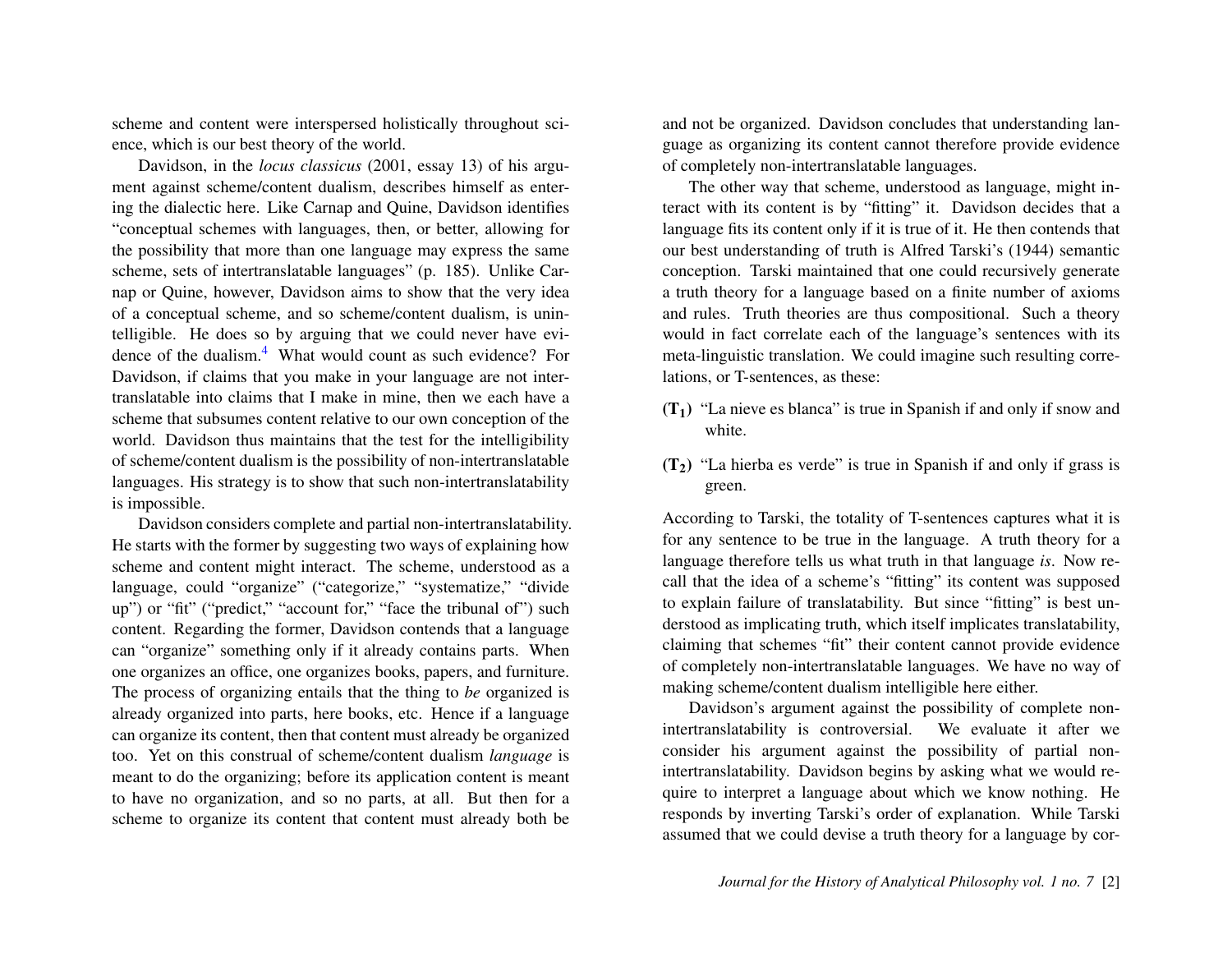scheme and content were interspersed holistically throughout science, which is our best theory of the world.

Davidson, in the *locus classicus* (2001, essay 13) of his argument against scheme/content dualism, describes himself as entering the dialectic here. Like Carnap and Quine, Davidson identifies "conceptual schemes with languages, then, or better, allowing for the possibility that more than one language may express the same scheme, sets of intertranslatable languages" (p. 185). Unlike Carnap or Quine, however, Davidson aims to show that the very idea of a conceptual scheme, and so scheme/content dualism, is unintelligible. He does so by arguing that we could never have evidence of the dualism.[4] What would count as such evidence? For Davidson, if claims that you make in your language are not intertranslatable into claims that I make in mine, then we each have a scheme that subsumes content relative to our own conception of the world. Davidson thus maintains that the test for the intelligibility of scheme/content dualism is the possibility of non-intertranslatable languages. His strategy is to show that such non-intertranslatability is impossible.

Davidson considers complete and partial non-intertranslatability. He starts with the former by suggesting two ways of explaining how scheme and content might interact. The scheme, understood as a language, could "organize" ("categorize," "systematize," "divide up") or "fit" ("predict," "account for," "face the tribunal of") such content. Regarding the former, Davidson contends that a language can "organize" something only if it already contains parts. When one organizes an office, one organizes books, papers, and furniture. The process of organizing entails that the thing to *be* organized is already organized into parts, here books, etc. Hence if a language can organize its content, then that content must already be organized too. Yet on this construal of scheme/content dualism *language* is meant to do the organizing; before its application content is meant to have no organization, and so no parts, at all. But then for a scheme to organize its content that content must already both be and not be organized. Davidson concludes that understanding language as organizing its content cannot therefore provide evidence of completely non-intertranslatable languages.

The other way that scheme, understood as language, might interact with its content is by "fitting" it. Davidson decides that a language fits its content only if it is true of it. He then contends that our best understanding of truth is Alfred Tarski's (1944) semantic conception. Tarski maintained that one could recursively generate a truth theory for a language based on a finite number of axioms and rules. Truth theories are thus compositional. Such a theory would in fact correlate each of the language's sentences with its meta-linguistic translation. We could imagine such resulting correlations, or T-sentences, as these:

**($T_1$)** "La nieve es blanca" is true in Spanish if and only if snow and white.

**($T_2$)** "La hierba es verde" is true in Spanish if and only if grass is green.

According to Tarski, the totality of T-sentences captures what it is for any sentence to be true in the language. A truth theory for a language therefore tells us what truth in that language *is*. Now recall that the idea of a scheme's "fitting" its content was supposed to explain failure of translatability. But since "fitting" is best understood as implicating truth, which itself implicates translatability, claiming that schemes "fit" their content cannot provide evidence of completely non-intertranslatable languages. We have no way of making scheme/content dualism intelligible here either.

Davidson's argument against the possibility of complete non-intertranslatability is controversial. We evaluate it after we consider his argument against the possibility of partial non-intertranslatability. Davidson begins by asking what we would require to interpret a language about which we know nothing. He responds by inverting Tarski's order of explanation. While Tarski assumed that we could devise a truth theory for a language by cor-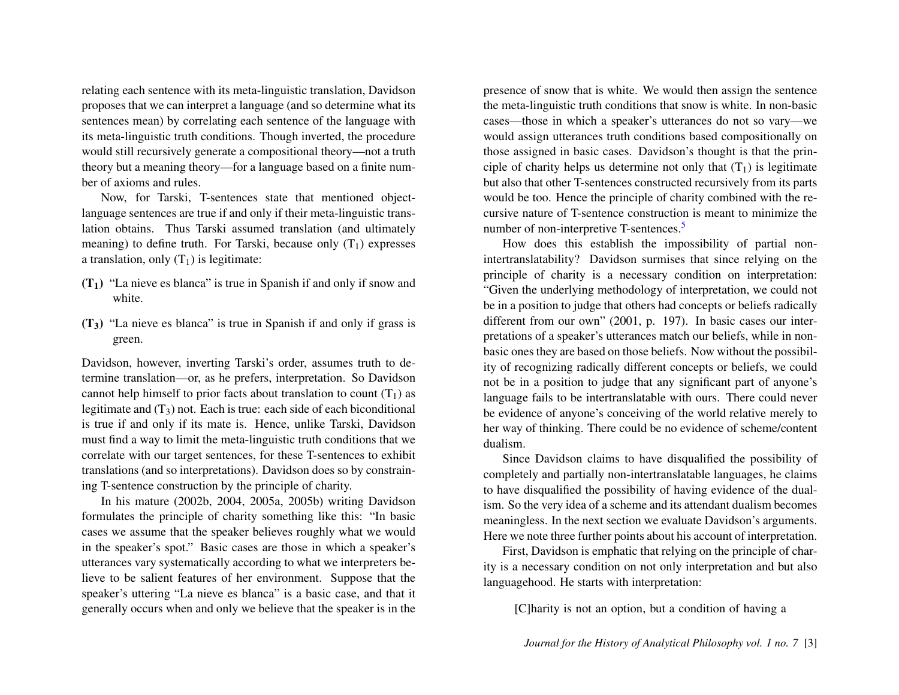relating each sentence with its meta-linguistic translation, Davidson proposes that we can interpret a language (and so determine what its sentences mean) by correlating each sentence of the language with its meta-linguistic truth conditions. Though inverted, the procedure would still recursively generate a compositional theory—not a truth theory but a meaning theory—for a language based on a finite number of axioms and rules.

Now, for Tarski, T-sentences state that mentioned object-language sentences are true if and only if their meta-linguistic translation obtains. Thus Tarski assumed translation (and ultimately meaning) to define truth. For Tarski, because only ($T_1$) expresses a translation, only ($T_1$) is legitimate:

- **($T_1$)** "La nieve es blanca" is true in Spanish if and only if snow and white.
- **($T_3$)** "La nieve es blanca" is true in Spanish if and only if grass is green.

Davidson, however, inverting Tarski's order, assumes truth to determine translation—or, as he prefers, interpretation. So Davidson cannot help himself to prior facts about translation to count ($T_1$) as legitimate and ($T_3$) not. Each is true: each side of each biconditional is true if and only if its mate is. Hence, unlike Tarski, Davidson must find a way to limit the meta-linguistic truth conditions that we correlate with our target sentences, for these T-sentences to exhibit translations (and so interpretations). Davidson does so by constraining T-sentence construction by the principle of charity.

In his mature (2002b, 2004, 2005a, 2005b) writing Davidson formulates the principle of charity something like this: "In basic cases we assume that the speaker believes roughly what we would in the speaker's spot." Basic cases are those in which a speaker's utterances vary systematically according to what we interpreters believe to be salient features of her environment. Suppose that the speaker's uttering "La nieve es blanca" is a basic case, and that it generally occurs when and only we believe that the speaker is in the presence of snow that is white. We would then assign the sentence the meta-linguistic truth conditions that snow is white. In non-basic cases—those in which a speaker's utterances do not so vary—we would assign utterances truth conditions based compositionally on those assigned in basic cases. Davidson's thought is that the principle of charity helps us determine not only that ($T_1$) is legitimate but also that other T-sentences constructed recursively from its parts would be too. Hence the principle of charity combined with the recursive nature of T-sentence construction is meant to minimize the number of non-interpretive T-sentences.[5]

How does this establish the impossibility of partial non-intertranslatability? Davidson surmises that since relying on the principle of charity is a necessary condition on interpretation: "Given the underlying methodology of interpretation, we could not be in a position to judge that others had concepts or beliefs radically different from our own" (2001, p. 197). In basic cases our interpretations of a speaker's utterances match our beliefs, while in non-basic ones they are based on those beliefs. Now without the possibility of recognizing radically different concepts or beliefs, we could not be in a position to judge that any significant part of anyone's language fails to be intertranslatable with ours. There could never be evidence of anyone's conceiving of the world relative merely to her way of thinking. There could be no evidence of scheme/content dualism.

Since Davidson claims to have disqualified the possibility of completely and partially non-intertranslatable languages, he claims to have disqualified the possibility of having evidence of the dualism. So the very idea of a scheme and its attendant dualism becomes meaningless. In the next section we evaluate Davidson's arguments. Here we note three further points about his account of interpretation.

First, Davidson is emphatic that relying on the principle of charity is a necessary condition on not only interpretation and but also languagehood. He starts with interpretation:

> [C]harity is not an option, but a condition of having a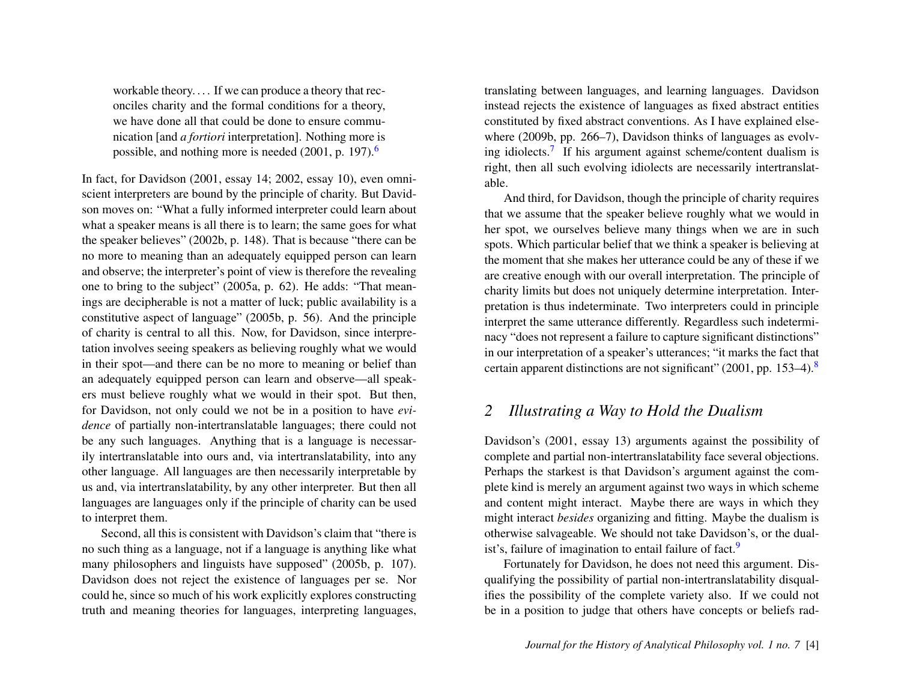workable theory. . . . If we can produce a theory that reconciles charity and the formal conditions for a theory, we have done all that could be done to ensure communication [and *a fortiori* interpretation]. Nothing more is possible, and nothing more is needed (2001, p. 197).[6]

In fact, for Davidson (2001, essay 14; 2002, essay 10), even omniscient interpreters are bound by the principle of charity. But Davidson moves on: "What a fully informed interpreter could learn about what a speaker means is all there is to learn; the same goes for what the speaker believes" (2002b, p. 148). That is because "there can be no more to meaning than an adequately equipped person can learn and observe; the interpreter's point of view is therefore the revealing one to bring to the subject" (2005a, p. 62). He adds: "That meanings are decipherable is not a matter of luck; public availability is a constitutive aspect of language" (2005b, p. 56). And the principle of charity is central to all this. Now, for Davidson, since interpretation involves seeing speakers as believing roughly what we would in their spot—and there can be no more to meaning or belief than an adequately equipped person can learn and observe—all speakers must believe roughly what we would in their spot. But then, for Davidson, not only could we not be in a position to have *evidence* of partially non-intertranslatable languages; there could not be any such languages. Anything that is a language is necessarily intertranslatable into ours and, via intertranslatability, into any other language. All languages are then necessarily interpretable by us and, via intertranslatability, by any other interpreter. But then all languages are languages only if the principle of charity can be used to interpret them.

Second, all this is consistent with Davidson's claim that "there is no such thing as a language, not if a language is anything like what many philosophers and linguists have supposed" (2005b, p. 107). Davidson does not reject the existence of languages per se. Nor could he, since so much of his work explicitly explores constructing truth and meaning theories for languages, interpreting languages, translating between languages, and learning languages. Davidson instead rejects the existence of languages as fixed abstract entities constituted by fixed abstract conventions. As I have explained elsewhere (2009b, pp. 266–7), Davidson thinks of languages as evolving idiolects.[7] If his argument against scheme/content dualism is right, then all such evolving idiolects are necessarily intertranslatable.

And third, for Davidson, though the principle of charity requires that we assume that the speaker believe roughly what we would in her spot, we ourselves believe many things when we are in such spots. Which particular belief that we think a speaker is believing at the moment that she makes her utterance could be any of these if we are creative enough with our overall interpretation. The principle of charity limits but does not uniquely determine interpretation. Interpretation is thus indeterminate. Two interpreters could in principle interpret the same utterance differently. Regardless such indeterminacy "does not represent a failure to capture significant distinctions" in our interpretation of a speaker's utterances; "it marks the fact that certain apparent distinctions are not significant" (2001, pp. 153–4).[8]

## 2 *Illustrating a Way to Hold the Dualism*

Davidson's (2001, essay 13) arguments against the possibility of complete and partial non-intertranslatability face several objections. Perhaps the starkest is that Davidson's argument against the complete kind is merely an argument against two ways in which scheme and content might interact. Maybe there are ways in which they might interact *besides* organizing and fitting. Maybe the dualism is otherwise salvageable. We should not take Davidson's, or the dualist's, failure of imagination to entail failure of fact.[9]

Fortunately for Davidson, he does not need this argument. Disqualifying the possibility of partial non-intertranslatability disqualifies the possibility of the complete variety also. If we could not be in a position to judge that others have concepts or beliefs rad-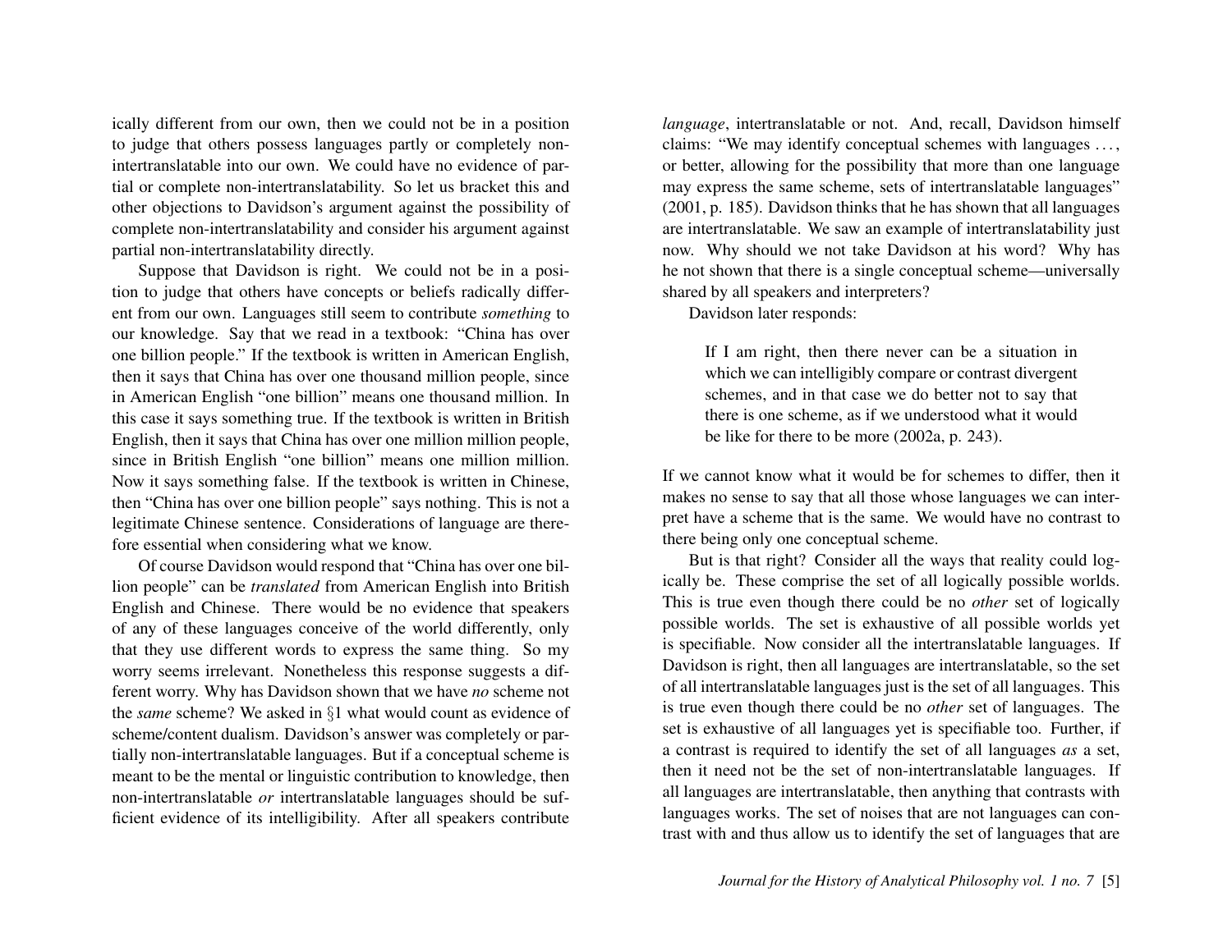ically different from our own, then we could not be in a position to judge that others possess languages partly or completely non-intertranslatable into our own. We could have no evidence of partial or complete non-intertranslatability. So let us bracket this and other objections to Davidson's argument against the possibility of complete non-intertranslatability and consider his argument against partial non-intertranslatability directly.

Suppose that Davidson is right. We could not be in a position to judge that others have concepts or beliefs radically different from our own. Languages still seem to contribute *something* to our knowledge. Say that we read in a textbook: "China has over one billion people." If the textbook is written in American English, then it says that China has over one thousand million people, since in American English "one billion" means one thousand million. In this case it says something true. If the textbook is written in British English, then it says that China has over one million million people, since in British English "one billion" means one million million. Now it says something false. If the textbook is written in Chinese, then "China has over one billion people" says nothing. This is not a legitimate Chinese sentence. Considerations of language are therefore essential when considering what we know.

Of course Davidson would respond that "China has over one billion people" can be *translated* from American English into British English and Chinese. There would be no evidence that speakers of any of these languages conceive of the world differently, only that they use different words to express the same thing. So my worry seems irrelevant. Nonetheless this response suggests a different worry. Why has Davidson shown that we have *no* scheme not the *same* scheme? We asked in §1 what would count as evidence of scheme/content dualism. Davidson's answer was completely or partially non-intertranslatable languages. But if a conceptual scheme is meant to be the mental or linguistic contribution to knowledge, then non-intertranslatable *or* intertranslatable languages should be sufficient evidence of its intelligibility. After all speakers contribute *language*, intertranslatable or not. And, recall, Davidson himself claims: "We may identify conceptual schemes with languages . . . , or better, allowing for the possibility that more than one language may express the same scheme, sets of intertranslatable languages" (2001, p. 185). Davidson thinks that he has shown that all languages are intertranslatable. We saw an example of intertranslatability just now. Why should we not take Davidson at his word? Why has he not shown that there is a single conceptual scheme—universally shared by all speakers and interpreters?

Davidson later responds:

> If I am right, then there never can be a situation in which we can intelligibly compare or contrast divergent schemes, and in that case we do better not to say that there is one scheme, as if we understood what it would be like for there to be more (2002a, p. 243).

If we cannot know what it would be for schemes to differ, then it makes no sense to say that all those whose languages we can interpret have a scheme that is the same. We would have no contrast to there being only one conceptual scheme.

But is that right? Consider all the ways that reality could logically be. These comprise the set of all logically possible worlds. This is true even though there could be no *other* set of logically possible worlds. The set is exhaustive of all possible worlds yet is specifiable. Now consider all the intertranslatable languages. If Davidson is right, then all languages are intertranslatable, so the set of all intertranslatable languages just is the set of all languages. This is true even though there could be no *other* set of languages. The set is exhaustive of all languages yet is specifiable too. Further, if a contrast is required to identify the set of all languages *as* a set, then it need not be the set of non-intertranslatable languages. If all languages are intertranslatable, then anything that contrasts with languages works. The set of noises that are not languages can contrast with and thus allow us to identify the set of languages that are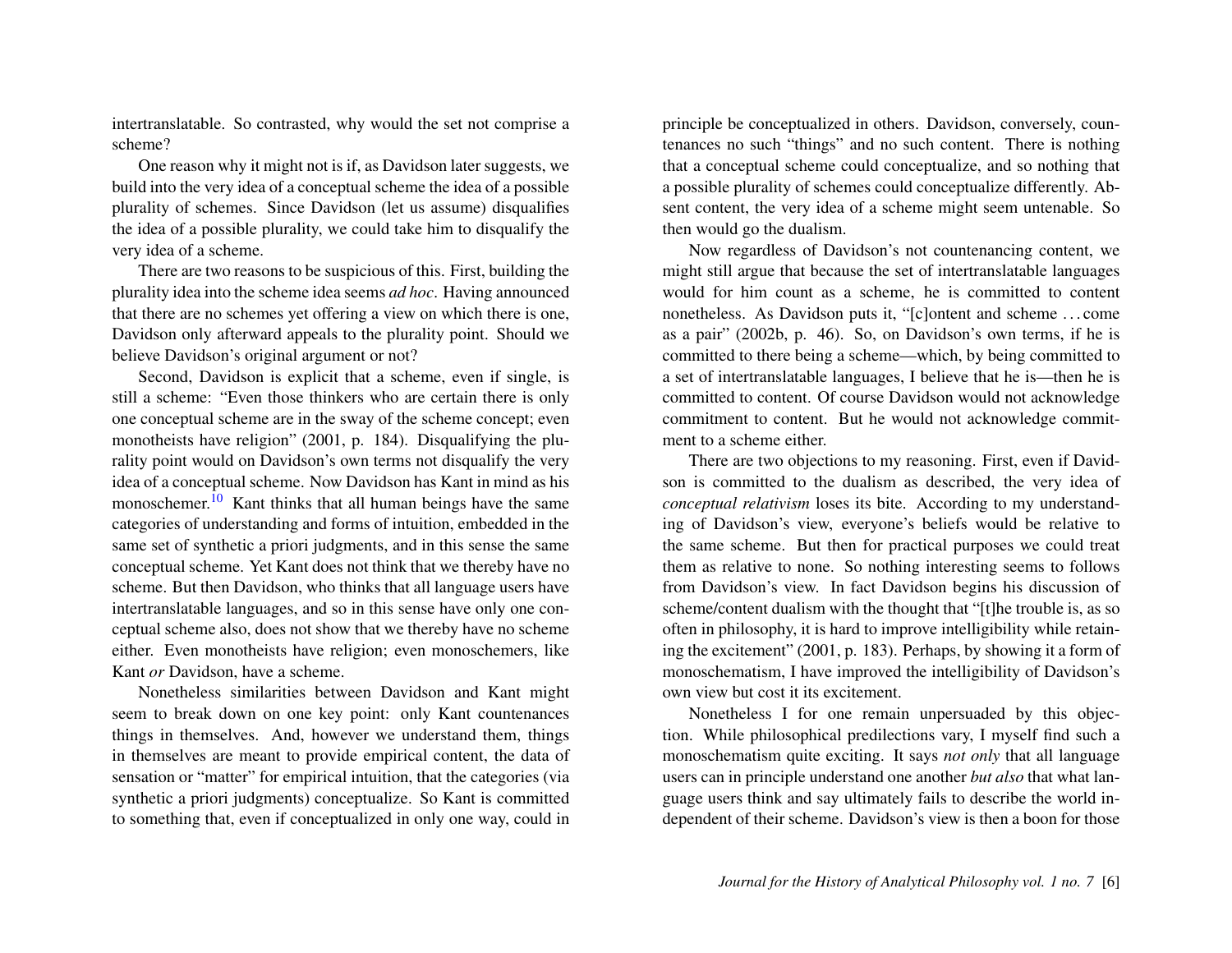intertranslatable. So contrasted, why would the set not comprise a scheme?

One reason why it might not is if, as Davidson later suggests, we build into the very idea of a conceptual scheme the idea of a possible plurality of schemes. Since Davidson (let us assume) disqualifies the idea of a possible plurality, we could take him to disqualify the very idea of a scheme.

There are two reasons to be suspicious of this. First, building the plurality idea into the scheme idea seems *ad hoc*. Having announced that there are no schemes yet offering a view on which there is one, Davidson only afterward appeals to the plurality point. Should we believe Davidson's original argument or not?

Second, Davidson is explicit that a scheme, even if single, is still a scheme: "Even those thinkers who are certain there is only one conceptual scheme are in the sway of the scheme concept; even monotheists have religion" (2001, p. 184). Disqualifying the plurality point would on Davidson's own terms not disqualify the very idea of a conceptual scheme. Now Davidson has Kant in mind as his monoschemer.[10] Kant thinks that all human beings have the same categories of understanding and forms of intuition, embedded in the same set of synthetic a priori judgments, and in this sense the same conceptual scheme. Yet Kant does not think that we thereby have no scheme. But then Davidson, who thinks that all language users have intertranslatable languages, and so in this sense have only one conceptual scheme also, does not show that we thereby have no scheme either. Even monotheists have religion; even monoschemers, like Kant *or* Davidson, have a scheme.

Nonetheless similarities between Davidson and Kant might seem to break down on one key point: only Kant countenances things in themselves. And, however we understand them, things in themselves are meant to provide empirical content, the data of sensation or "matter" for empirical intuition, that the categories (via synthetic a priori judgments) conceptualize. So Kant is committed to something that, even if conceptualized in only one way, could in principle be conceptualized in others. Davidson, conversely, countenances no such "things" and no such content. There is nothing that a conceptual scheme could conceptualize, and so nothing that a possible plurality of schemes could conceptualize differently. Absent content, the very idea of a scheme might seem untenable. So then would go the dualism.

Now regardless of Davidson's not countenancing content, we might still argue that because the set of intertranslatable languages would for him count as a scheme, he is committed to content nonetheless. As Davidson puts it, "[c]ontent and scheme . . . come as a pair" (2002b, p. 46). So, on Davidson's own terms, if he is committed to there being a scheme—which, by being committed to a set of intertranslatable languages, I believe that he is—then he is committed to content. Of course Davidson would not acknowledge commitment to content. But he would not acknowledge commitment to a scheme either.

There are two objections to my reasoning. First, even if Davidson is committed to the dualism as described, the very idea of *conceptual relativism* loses its bite. According to my understanding of Davidson's view, everyone's beliefs would be relative to the same scheme. But then for practical purposes we could treat them as relative to none. So nothing interesting seems to follows from Davidson's view. In fact Davidson begins his discussion of scheme/content dualism with the thought that "[t]he trouble is, as so often in philosophy, it is hard to improve intelligibility while retaining the excitement" (2001, p. 183). Perhaps, by showing it a form of monoschematism, I have improved the intelligibility of Davidson's own view but cost it its excitement.

Nonetheless I for one remain unpersuaded by this objection. While philosophical predilections vary, I myself find such a monoschematism quite exciting. It says *not only* that all language users can in principle understand one another *but also* that what language users think and say ultimately fails to describe the world independent of their scheme. Davidson's view is then a boon for those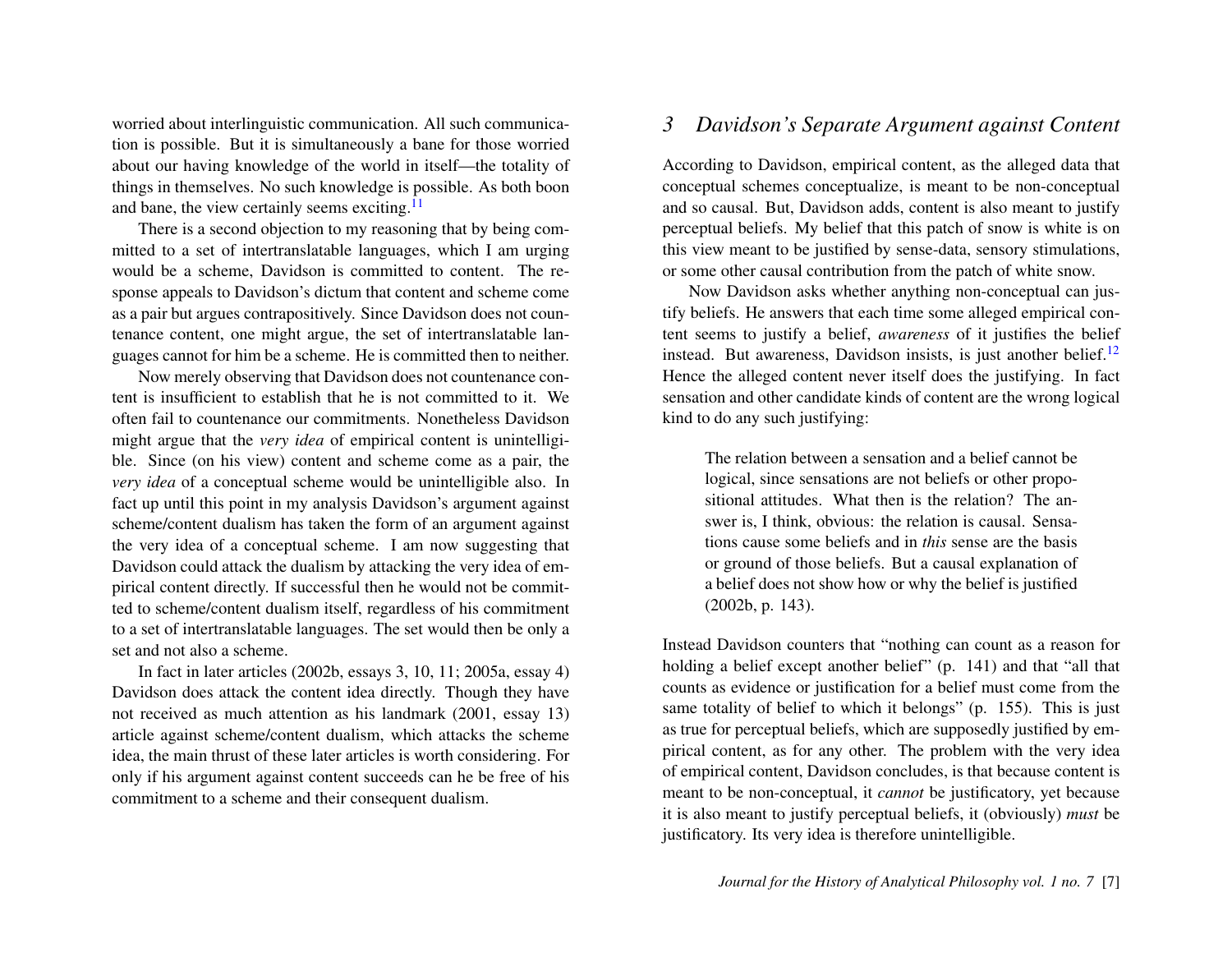worried about interlinguistic communication. All such communication is possible. But it is simultaneously a bane for those worried about our having knowledge of the world in itself—the totality of things in themselves. No such knowledge is possible. As both boon and bane, the view certainly seems exciting.[11]

There is a second objection to my reasoning that by being committed to a set of intertranslatable languages, which I am urging would be a scheme, Davidson is committed to content. The response appeals to Davidson's dictum that content and scheme come as a pair but argues contrapositively. Since Davidson does not countenance content, one might argue, the set of intertranslatable languages cannot for him be a scheme. He is committed then to neither.

Now merely observing that Davidson does not countenance content is insufficient to establish that he is not committed to it. We often fail to countenance our commitments. Nonetheless Davidson might argue that the *very idea* of empirical content is unintelligible. Since (on his view) content and scheme come as a pair, the *very idea* of a conceptual scheme would be unintelligible also. In fact up until this point in my analysis Davidson's argument against scheme/content dualism has taken the form of an argument against the very idea of a conceptual scheme. I am now suggesting that Davidson could attack the dualism by attacking the very idea of empirical content directly. If successful then he would not be committed to scheme/content dualism itself, regardless of his commitment to a set of intertranslatable languages. The set would then be only a set and not also a scheme.

In fact in later articles (2002b, essays 3, 10, 11; 2005a, essay 4) Davidson does attack the content idea directly. Though they have not received as much attention as his landmark (2001, essay 13) article against scheme/content dualism, which attacks the scheme idea, the main thrust of these later articles is worth considering. For only if his argument against content succeeds can he be free of his commitment to a scheme and their consequent dualism.

## 3 Davidson's Separate Argument against Content

According to Davidson, empirical content, as the alleged data that conceptual schemes conceptualize, is meant to be non-conceptual and so causal. But, Davidson adds, content is also meant to justify perceptual beliefs. My belief that this patch of snow is white is on this view meant to be justified by sense-data, sensory stimulations, or some other causal contribution from the patch of white snow.

Now Davidson asks whether anything non-conceptual can justify beliefs. He answers that each time some alleged empirical content seems to justify a belief, *awareness* of it justifies the belief instead. But awareness, Davidson insists, is just another belief.[12] Hence the alleged content never itself does the justifying. In fact sensation and other candidate kinds of content are the wrong logical kind to do any such justifying:

> The relation between a sensation and a belief cannot be logical, since sensations are not beliefs or other propositional attitudes. What then is the relation? The answer is, I think, obvious: the relation is causal. Sensations cause some beliefs and in *this* sense are the basis or ground of those beliefs. But a causal explanation of a belief does not show how or why the belief is justified (2002b, p. 143).

Instead Davidson counters that "nothing can count as a reason for holding a belief except another belief" (p. 141) and that "all that counts as evidence or justification for a belief must come from the same totality of belief to which it belongs" (p. 155). This is just as true for perceptual beliefs, which are supposedly justified by empirical content, as for any other. The problem with the very idea of empirical content, Davidson concludes, is that because content is meant to be non-conceptual, it *cannot* be justificatory, yet because it is also meant to justify perceptual beliefs, it (obviously) *must* be justificatory. Its very idea is therefore unintelligible.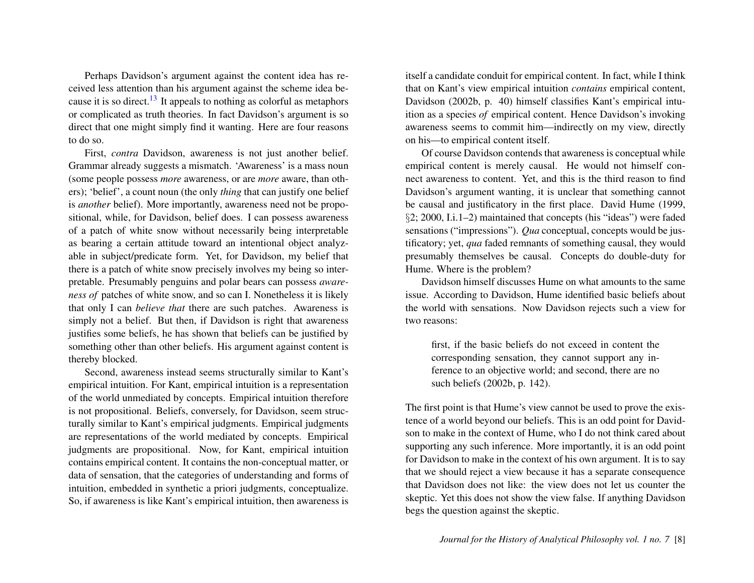Perhaps Davidson's argument against the content idea has received less attention than his argument against the scheme idea because it is so direct.[13] It appeals to nothing as colorful as metaphors or complicated as truth theories. In fact Davidson's argument is so direct that one might simply find it wanting. Here are four reasons to do so.

First, *contra* Davidson, awareness is not just another belief. Grammar already suggests a mismatch. 'Awareness' is a mass noun (some people possess *more* awareness, or are *more* aware, than others); 'belief', a count noun (the only *thing* that can justify one belief is *another* belief). More importantly, awareness need not be propositional, while, for Davidson, belief does. I can possess awareness of a patch of white snow without necessarily being interpretable as bearing a certain attitude toward an intentional object analyzable in subject/predicate form. Yet, for Davidson, my belief that there is a patch of white snow precisely involves my being so interpretable. Presumably penguins and polar bears can possess *awareness of* patches of white snow, and so can I. Nonetheless it is likely that only I can *believe that* there are such patches. Awareness is simply not a belief. But then, if Davidson is right that awareness justifies some beliefs, he has shown that beliefs can be justified by something other than other beliefs. His argument against content is thereby blocked.

Second, awareness instead seems structurally similar to Kant's empirical intuition. For Kant, empirical intuition is a representation of the world unmediated by concepts. Empirical intuition therefore is not propositional. Beliefs, conversely, for Davidson, seem structurally similar to Kant's empirical judgments. Empirical judgments are representations of the world mediated by concepts. Empirical judgments are propositional. Now, for Kant, empirical intuition contains empirical content. It contains the non-conceptual matter, or data of sensation, that the categories of understanding and forms of intuition, embedded in synthetic a priori judgments, conceptualize. So, if awareness is like Kant's empirical intuition, then awareness is itself a candidate conduit for empirical content. In fact, while I think that on Kant's view empirical intuition *contains* empirical content, Davidson (2002b, p. 40) himself classifies Kant's empirical intuition as a species *of* empirical content. Hence Davidson's invoking awareness seems to commit him—indirectly on my view, directly on his—to empirical content itself.

Of course Davidson contends that awareness is conceptual while empirical content is merely causal. He would not himself connect awareness to content. Yet, and this is the third reason to find Davidson's argument wanting, it is unclear that something cannot be causal and justificatory in the first place. David Hume (1999, §2; 2000, I.i.1–2) maintained that concepts (his "ideas") were faded sensations ("impressions"). *Qua* conceptual, concepts would be justificatory; yet, *qua* faded remnants of something causal, they would presumably themselves be causal. Concepts do double-duty for Hume. Where is the problem?

Davidson himself discusses Hume on what amounts to the same issue. According to Davidson, Hume identified basic beliefs about the world with sensations. Now Davidson rejects such a view for two reasons:

> first, if the basic beliefs do not exceed in content the corresponding sensation, they cannot support any inference to an objective world; and second, there are no such beliefs (2002b, p. 142).

The first point is that Hume's view cannot be used to prove the existence of a world beyond our beliefs. This is an odd point for Davidson to make in the context of Hume, who I do not think cared about supporting any such inference. More importantly, it is an odd point for Davidson to make in the context of his own argument. It is to say that we should reject a view because it has a separate consequence that Davidson does not like: the view does not let us counter the skeptic. Yet this does not show the view false. If anything Davidson begs the question against the skeptic.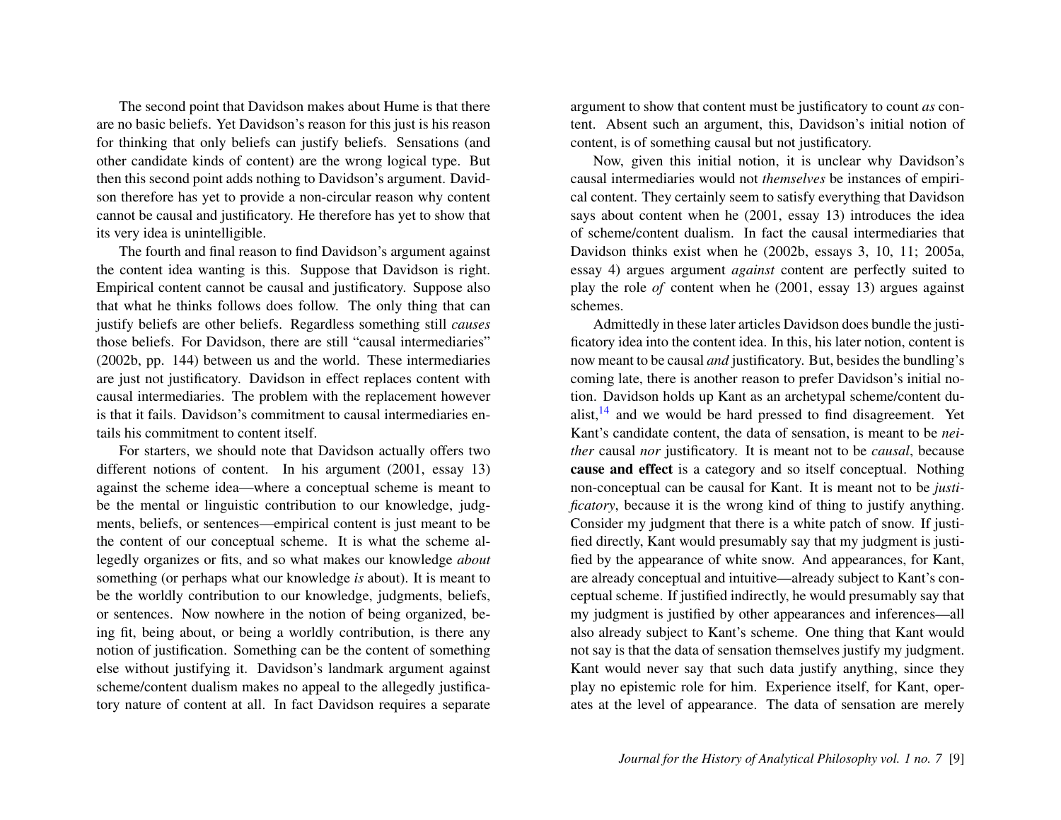The second point that Davidson makes about Hume is that there are no basic beliefs. Yet Davidson's reason for this just is his reason for thinking that only beliefs can justify beliefs. Sensations (and other candidate kinds of content) are the wrong logical type. But then this second point adds nothing to Davidson's argument. Davidson therefore has yet to provide a non-circular reason why content cannot be causal and justificatory. He therefore has yet to show that its very idea is unintelligible.

The fourth and final reason to find Davidson's argument against the content idea wanting is this. Suppose that Davidson is right. Empirical content cannot be causal and justificatory. Suppose also that what he thinks follows does follow. The only thing that can justify beliefs are other beliefs. Regardless something still *causes* those beliefs. For Davidson, there are still "causal intermediaries" (2002b, pp. 144) between us and the world. These intermediaries are just not justificatory. Davidson in effect replaces content with causal intermediaries. The problem with the replacement however is that it fails. Davidson's commitment to causal intermediaries entails his commitment to content itself.

For starters, we should note that Davidson actually offers two different notions of content. In his argument (2001, essay 13) against the scheme idea—where a conceptual scheme is meant to be the mental or linguistic contribution to our knowledge, judgments, beliefs, or sentences—empirical content is just meant to be the content of our conceptual scheme. It is what the scheme allegedly organizes or fits, and so what makes our knowledge *about* something (or perhaps what our knowledge *is* about). It is meant to be the worldly contribution to our knowledge, judgments, beliefs, or sentences. Now nowhere in the notion of being organized, being fit, being about, or being a worldly contribution, is there any notion of justification. Something can be the content of something else without justifying it. Davidson's landmark argument against scheme/content dualism makes no appeal to the allegedly justificatory nature of content at all. In fact Davidson requires a separate argument to show that content must be justificatory to count *as* content. Absent such an argument, this, Davidson's initial notion of content, is of something causal but not justificatory.

Now, given this initial notion, it is unclear why Davidson's causal intermediaries would not *themselves* be instances of empirical content. They certainly seem to satisfy everything that Davidson says about content when he (2001, essay 13) introduces the idea of scheme/content dualism. In fact the causal intermediaries that Davidson thinks exist when he (2002b, essays 3, 10, 11; 2005a, essay 4) argues argument *against* content are perfectly suited to play the role *of* content when he (2001, essay 13) argues against schemes.

Admittedly in these later articles Davidson does bundle the justificatory idea into the content idea. In this, his later notion, content is now meant to be causal *and* justificatory. But, besides the bundling's coming late, there is another reason to prefer Davidson's initial notion. Davidson holds up Kant as an archetypal scheme/content dualist,[14] and we would be hard pressed to find disagreement. Yet Kant's candidate content, the data of sensation, is meant to be *neither* causal *nor* justificatory. It is meant not to be *causal*, because **cause and effect** is a category and so itself conceptual. Nothing non-conceptual can be causal for Kant. It is meant not to be *justificatory*, because it is the wrong kind of thing to justify anything. Consider my judgment that there is a white patch of snow. If justified directly, Kant would presumably say that my judgment is justified by the appearance of white snow. And appearances, for Kant, are already conceptual and intuitive—already subject to Kant's conceptual scheme. If justified indirectly, he would presumably say that my judgment is justified by other appearances and inferences—all also already subject to Kant's scheme. One thing that Kant would not say is that the data of sensation themselves justify my judgment. Kant would never say that such data justify anything, since they play no epistemic role for him. Experience itself, for Kant, operates at the level of appearance. The data of sensation are merely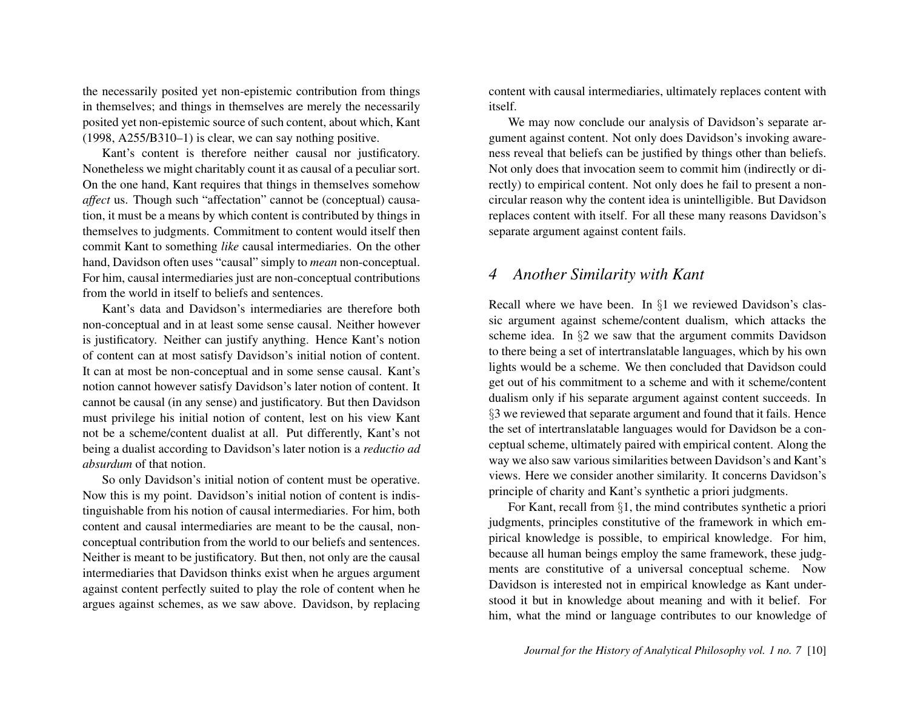the necessarily posited yet non-epistemic contribution from things in themselves; and things in themselves are merely the necessarily posited yet non-epistemic source of such content, about which, Kant (1998, A255/B310–1) is clear, we can say nothing positive.

Kant's content is therefore neither causal nor justificatory. Nonetheless we might charitably count it as causal of a peculiar sort. On the one hand, Kant requires that things in themselves somehow *affect* us. Though such "affectation" cannot be (conceptual) causation, it must be a means by which content is contributed by things in themselves to judgments. Commitment to content would itself then commit Kant to something *like* causal intermediaries. On the other hand, Davidson often uses "causal" simply to *mean* non-conceptual. For him, causal intermediaries just are non-conceptual contributions from the world in itself to beliefs and sentences.

Kant's data and Davidson's intermediaries are therefore both non-conceptual and in at least some sense causal. Neither however is justificatory. Neither can justify anything. Hence Kant's notion of content can at most satisfy Davidson's initial notion of content. It can at most be non-conceptual and in some sense causal. Kant's notion cannot however satisfy Davidson's later notion of content. It cannot be causal (in any sense) and justificatory. But then Davidson must privilege his initial notion of content, lest on his view Kant not be a scheme/content dualist at all. Put differently, Kant's not being a dualist according to Davidson's later notion is a *reductio ad absurdum* of that notion.

So only Davidson's initial notion of content must be operative. Now this is my point. Davidson's initial notion of content is indistinguishable from his notion of causal intermediaries. For him, both content and causal intermediaries are meant to be the causal, non-conceptual contribution from the world to our beliefs and sentences. Neither is meant to be justificatory. But then, not only are the causal intermediaries that Davidson thinks exist when he argues argument against content perfectly suited to play the role of content when he argues against schemes, as we saw above. Davidson, by replacing content with causal intermediaries, ultimately replaces content with itself.

We may now conclude our analysis of Davidson's separate argument against content. Not only does Davidson's invoking awareness reveal that beliefs can be justified by things other than beliefs. Not only does that invocation seem to commit him (indirectly or directly) to empirical content. Not only does he fail to present a non-circular reason why the content idea is unintelligible. But Davidson replaces content with itself. For all these many reasons Davidson's separate argument against content fails.

## 4 *Another Similarity with Kant*

Recall where we have been. In §1 we reviewed Davidson's classic argument against scheme/content dualism, which attacks the scheme idea. In §2 we saw that the argument commits Davidson to there being a set of intertranslatable languages, which by his own lights would be a scheme. We then concluded that Davidson could get out of his commitment to a scheme and with it scheme/content dualism only if his separate argument against content succeeds. In §3 we reviewed that separate argument and found that it fails. Hence the set of intertranslatable languages would for Davidson be a conceptual scheme, ultimately paired with empirical content. Along the way we also saw various similarities between Davidson's and Kant's views. Here we consider another similarity. It concerns Davidson's principle of charity and Kant's synthetic a priori judgments.

For Kant, recall from §1, the mind contributes synthetic a priori judgments, principles constitutive of the framework in which empirical knowledge is possible, to empirical knowledge. For him, because all human beings employ the same framework, these judgments are constitutive of a universal conceptual scheme. Now Davidson is interested not in empirical knowledge as Kant understood it but in knowledge about meaning and with it belief. For him, what the mind or language contributes to our knowledge of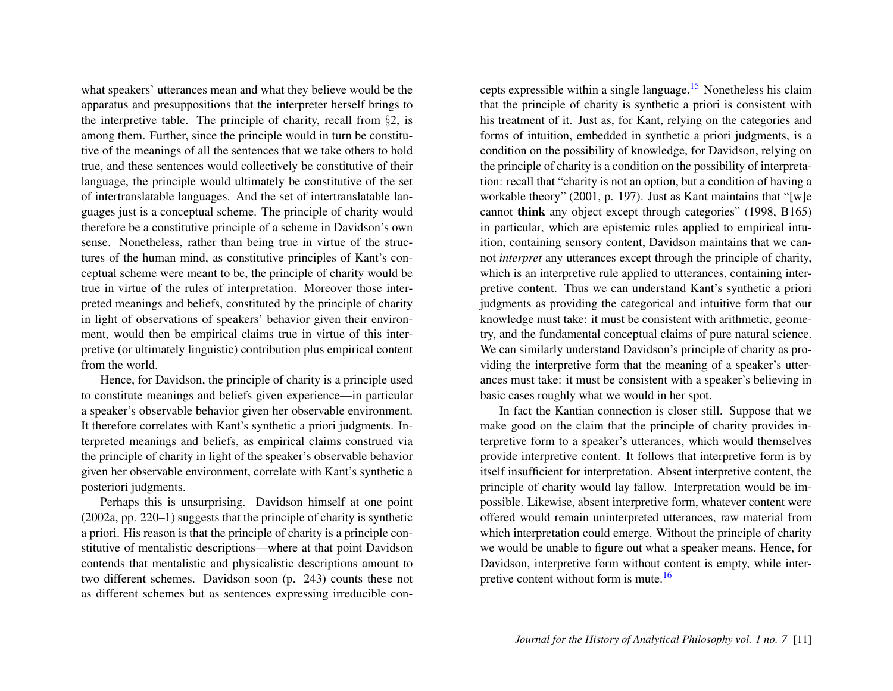what speakers' utterances mean and what they believe would be the apparatus and presuppositions that the interpreter herself brings to the interpretive table. The principle of charity, recall from §2, is among them. Further, since the principle would in turn be constitutive of the meanings of all the sentences that we take others to hold true, and these sentences would collectively be constitutive of their language, the principle would ultimately be constitutive of the set of intertranslatable languages. And the set of intertranslatable languages just is a conceptual scheme. The principle of charity would therefore be a constitutive principle of a scheme in Davidson's own sense. Nonetheless, rather than being true in virtue of the structures of the human mind, as constitutive principles of Kant's conceptual scheme were meant to be, the principle of charity would be true in virtue of the rules of interpretation. Moreover those interpreted meanings and beliefs, constituted by the principle of charity in light of observations of speakers' behavior given their environment, would then be empirical claims true in virtue of this interpretive (or ultimately linguistic) contribution plus empirical content from the world.

Hence, for Davidson, the principle of charity is a principle used to constitute meanings and beliefs given experience—in particular a speaker's observable behavior given her observable environment. It therefore correlates with Kant's synthetic a priori judgments. Interpreted meanings and beliefs, as empirical claims construed via the principle of charity in light of the speaker's observable behavior given her observable environment, correlate with Kant's synthetic a posteriori judgments.

Perhaps this is unsurprising. Davidson himself at one point (2002a, pp. 220–1) suggests that the principle of charity is synthetic a priori. His reason is that the principle of charity is a principle constitutive of mentalistic descriptions—where at that point Davidson contends that mentalistic and physicalistic descriptions amount to two different schemes. Davidson soon (p. 243) counts these not as different schemes but as sentences expressing irreducible concepts expressible within a single language.[15] Nonetheless his claim that the principle of charity is synthetic a priori is consistent with his treatment of it. Just as, for Kant, relying on the categories and forms of intuition, embedded in synthetic a priori judgments, is a condition on the possibility of knowledge, for Davidson, relying on the principle of charity is a condition on the possibility of interpretation: recall that "charity is not an option, but a condition of having a workable theory" (2001, p. 197). Just as Kant maintains that "[w]e cannot **think** any object except through categories" (1998, B165) in particular, which are epistemic rules applied to empirical intuition, containing sensory content, Davidson maintains that we cannot *interpret* any utterances except through the principle of charity, which is an interpretive rule applied to utterances, containing interpretive content. Thus we can understand Kant's synthetic a priori judgments as providing the categorical and intuitive form that our knowledge must take: it must be consistent with arithmetic, geometry, and the fundamental conceptual claims of pure natural science. We can similarly understand Davidson's principle of charity as providing the interpretive form that the meaning of a speaker's utterances must take: it must be consistent with a speaker's believing in basic cases roughly what we would in her spot.

In fact the Kantian connection is closer still. Suppose that we make good on the claim that the principle of charity provides interpretive form to a speaker's utterances, which would themselves provide interpretive content. It follows that interpretive form is by itself insufficient for interpretation. Absent interpretive content, the principle of charity would lay fallow. Interpretation would be impossible. Likewise, absent interpretive form, whatever content were offered would remain uninterpreted utterances, raw material from which interpretation could emerge. Without the principle of charity we would be unable to figure out what a speaker means. Hence, for Davidson, interpretive form without content is empty, while interpretive content without form is mute.[16]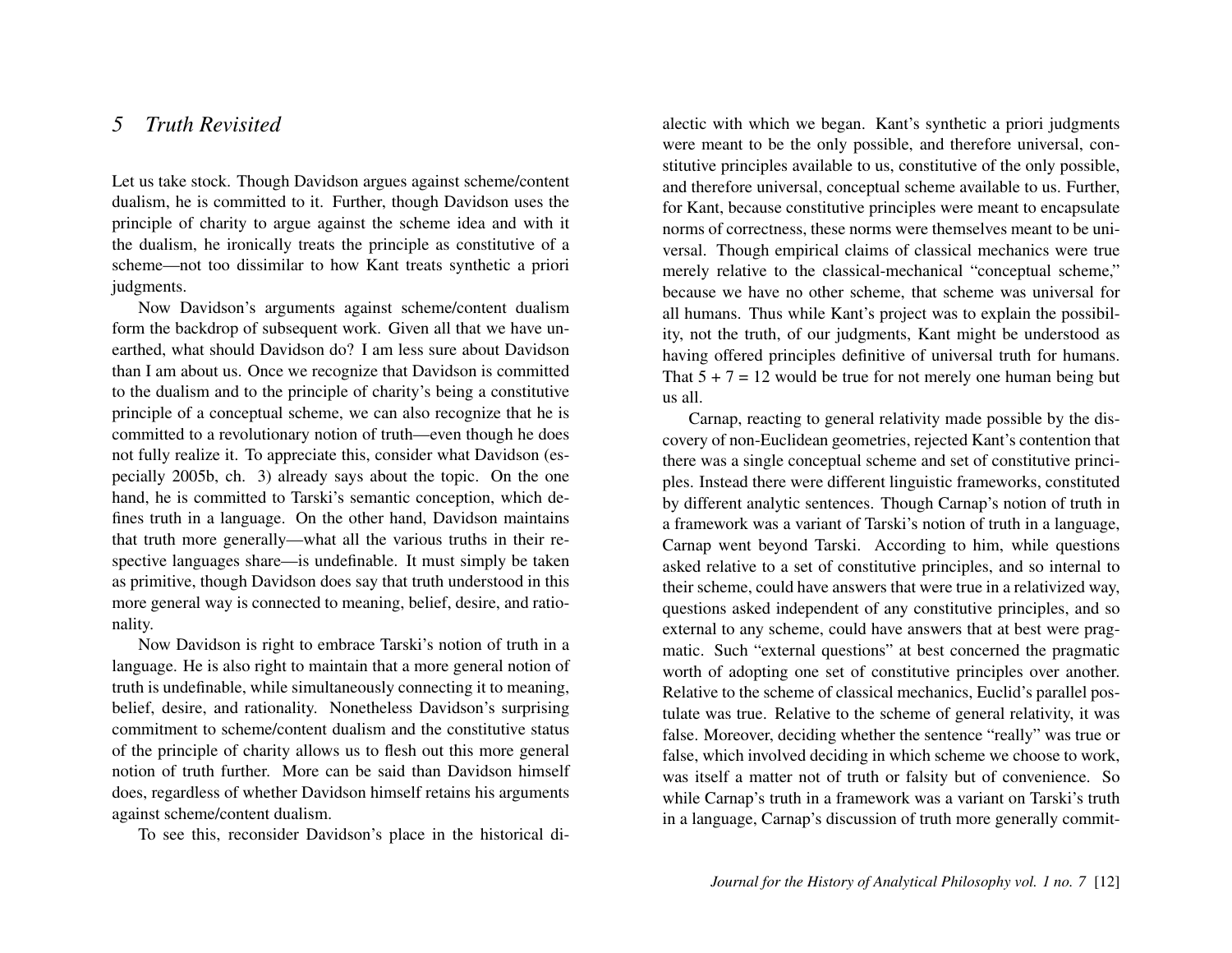## 5 Truth Revisited

Let us take stock. Though Davidson argues against scheme/content dualism, he is committed to it. Further, though Davidson uses the principle of charity to argue against the scheme idea and with it the dualism, he ironically treats the principle as constitutive of a scheme—not too dissimilar to how Kant treats synthetic a priori judgments.

Now Davidson's arguments against scheme/content dualism form the backdrop of subsequent work. Given all that we have unearthed, what should Davidson do? I am less sure about Davidson than I am about us. Once we recognize that Davidson is committed to the dualism and to the principle of charity's being a constitutive principle of a conceptual scheme, we can also recognize that he is committed to a revolutionary notion of truth—even though he does not fully realize it. To appreciate this, consider what Davidson (especially 2005b, ch. 3) already says about the topic. On the one hand, he is committed to Tarski's semantic conception, which defines truth in a language. On the other hand, Davidson maintains that truth more generally—what all the various truths in their respective languages share—is undefinable. It must simply be taken as primitive, though Davidson does say that truth understood in this more general way is connected to meaning, belief, desire, and rationality.

Now Davidson is right to embrace Tarski's notion of truth in a language. He is also right to maintain that a more general notion of truth is undefinable, while simultaneously connecting it to meaning, belief, desire, and rationality. Nonetheless Davidson's surprising commitment to scheme/content dualism and the constitutive status of the principle of charity allows us to flesh out this more general notion of truth further. More can be said than Davidson himself does, regardless of whether Davidson himself retains his arguments against scheme/content dualism.

To see this, reconsider Davidson's place in the historical dialectic with which we began. Kant's synthetic a priori judgments were meant to be the only possible, and therefore universal, constitutive principles available to us, constitutive of the only possible, and therefore universal, conceptual scheme available to us. Further, for Kant, because constitutive principles were meant to encapsulate norms of correctness, these norms were themselves meant to be universal. Though empirical claims of classical mechanics were true merely relative to the classical-mechanical "conceptual scheme," because we have no other scheme, that scheme was universal for all humans. Thus while Kant's project was to explain the possibility, not the truth, of our judgments, Kant might be understood as having offered principles definitive of universal truth for humans. That $5 + 7 = 12$ would be true for not merely one human being but us all.

Carnap, reacting to general relativity made possible by the discovery of non-Euclidean geometries, rejected Kant's contention that there was a single conceptual scheme and set of constitutive principles. Instead there were different linguistic frameworks, constituted by different analytic sentences. Though Carnap's notion of truth in a framework was a variant of Tarski's notion of truth in a language, Carnap went beyond Tarski. According to him, while questions asked relative to a set of constitutive principles, and so internal to their scheme, could have answers that were true in a relativized way, questions asked independent of any constitutive principles, and so external to any scheme, could have answers that at best were pragmatic. Such "external questions" at best concerned the pragmatic worth of adopting one set of constitutive principles over another. Relative to the scheme of classical mechanics, Euclid's parallel postulate was true. Relative to the scheme of general relativity, it was false. Moreover, deciding whether the sentence "really" was true or false, which involved deciding in which scheme we choose to work, was itself a matter not of truth or falsity but of convenience. So while Carnap's truth in a framework was a variant on Tarski's truth in a language, Carnap's discussion of truth more generally commit-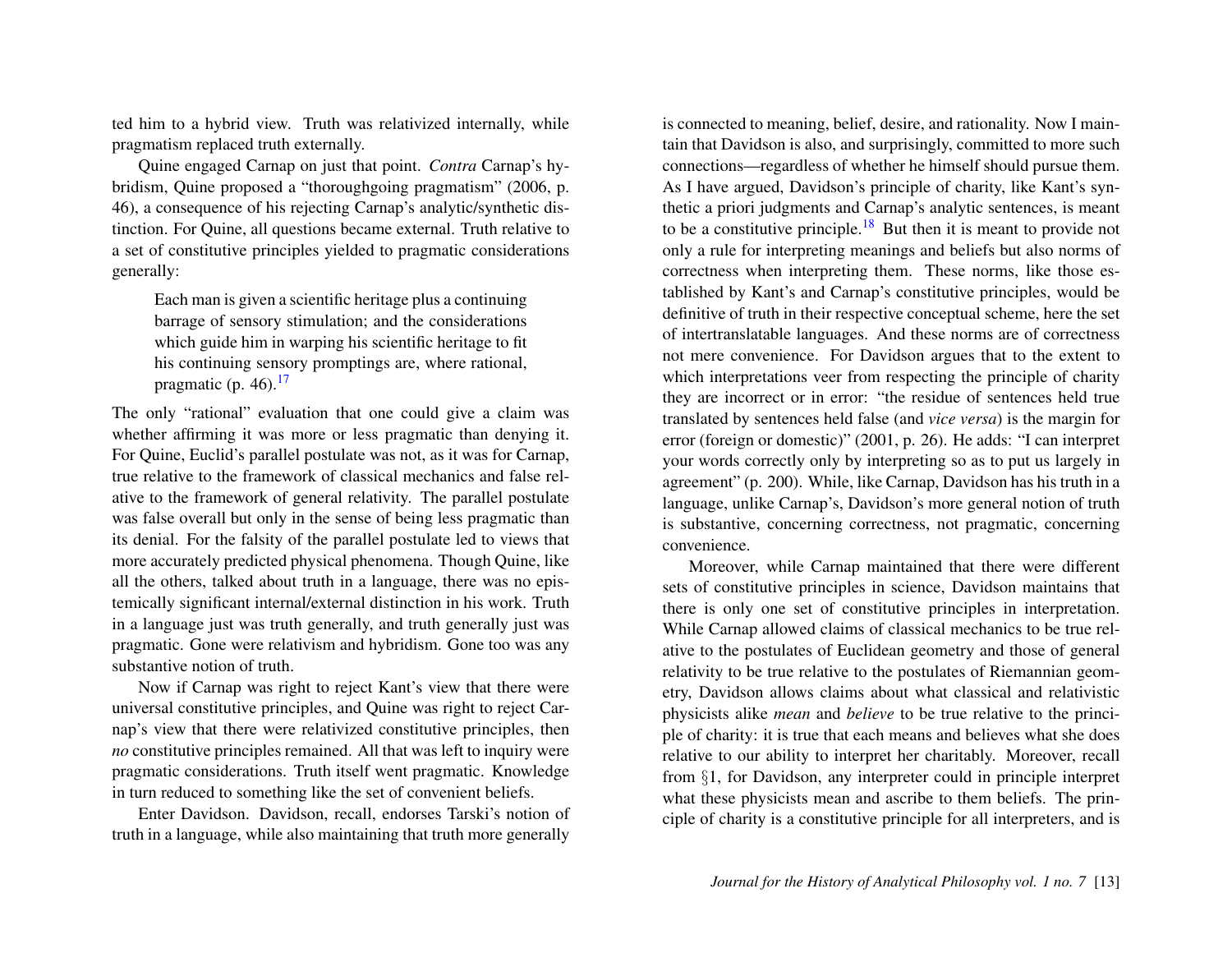ted him to a hybrid view. Truth was relativized internally, while pragmatism replaced truth externally.

Quine engaged Carnap on just that point. *Contra* Carnap's hybridism, Quine proposed a "thoroughgoing pragmatism" (2006, p. 46), a consequence of his rejecting Carnap's analytic/synthetic distinction. For Quine, all questions became external. Truth relative to a set of constitutive principles yielded to pragmatic considerations generally:

> Each man is given a scientific heritage plus a continuing barrage of sensory stimulation; and the considerations which guide him in warping his scientific heritage to fit his continuing sensory promptings are, where rational, pragmatic (p. 46).[17]

The only "rational" evaluation that one could give a claim was whether affirming it was more or less pragmatic than denying it. For Quine, Euclid's parallel postulate was not, as it was for Carnap, true relative to the framework of classical mechanics and false relative to the framework of general relativity. The parallel postulate was false overall but only in the sense of being less pragmatic than its denial. For the falsity of the parallel postulate led to views that more accurately predicted physical phenomena. Though Quine, like all the others, talked about truth in a language, there was no epistemically significant internal/external distinction in his work. Truth in a language just was truth generally, and truth generally just was pragmatic. Gone were relativism and hybridism. Gone too was any substantive notion of truth.

Now if Carnap was right to reject Kant's view that there were universal constitutive principles, and Quine was right to reject Carnap's view that there were relativized constitutive principles, then *no* constitutive principles remained. All that was left to inquiry were pragmatic considerations. Truth itself went pragmatic. Knowledge in turn reduced to something like the set of convenient beliefs.

Enter Davidson. Davidson, recall, endorses Tarski's notion of truth in a language, while also maintaining that truth more generally is connected to meaning, belief, desire, and rationality. Now I maintain that Davidson is also, and surprisingly, committed to more such connections—regardless of whether he himself should pursue them. As I have argued, Davidson's principle of charity, like Kant's synthetic a priori judgments and Carnap's analytic sentences, is meant to be a constitutive principle.[18] But then it is meant to provide not only a rule for interpreting meanings and beliefs but also norms of correctness when interpreting them. These norms, like those established by Kant's and Carnap's constitutive principles, would be definitive of truth in their respective conceptual scheme, here the set of intertranslatable languages. And these norms are of correctness not mere convenience. For Davidson argues that to the extent to which interpretations veer from respecting the principle of charity they are incorrect or in error: "the residue of sentences held true translated by sentences held false (and *vice versa*) is the margin for error (foreign or domestic)" (2001, p. 26). He adds: "I can interpret your words correctly only by interpreting so as to put us largely in agreement" (p. 200). While, like Carnap, Davidson has his truth in a language, unlike Carnap's, Davidson's more general notion of truth is substantive, concerning correctness, not pragmatic, concerning convenience.

Moreover, while Carnap maintained that there were different sets of constitutive principles in science, Davidson maintains that there is only one set of constitutive principles in interpretation. While Carnap allowed claims of classical mechanics to be true relative to the postulates of Euclidean geometry and those of general relativity to be true relative to the postulates of Riemannian geometry, Davidson allows claims about what classical and relativistic physicists alike *mean* and *believe* to be true relative to the principle of charity: it is true that each means and believes what she does relative to our ability to interpret her charitably. Moreover, recall from §1, for Davidson, any interpreter could in principle interpret what these physicists mean and ascribe to them beliefs. The principle of charity is a constitutive principle for all interpreters, and is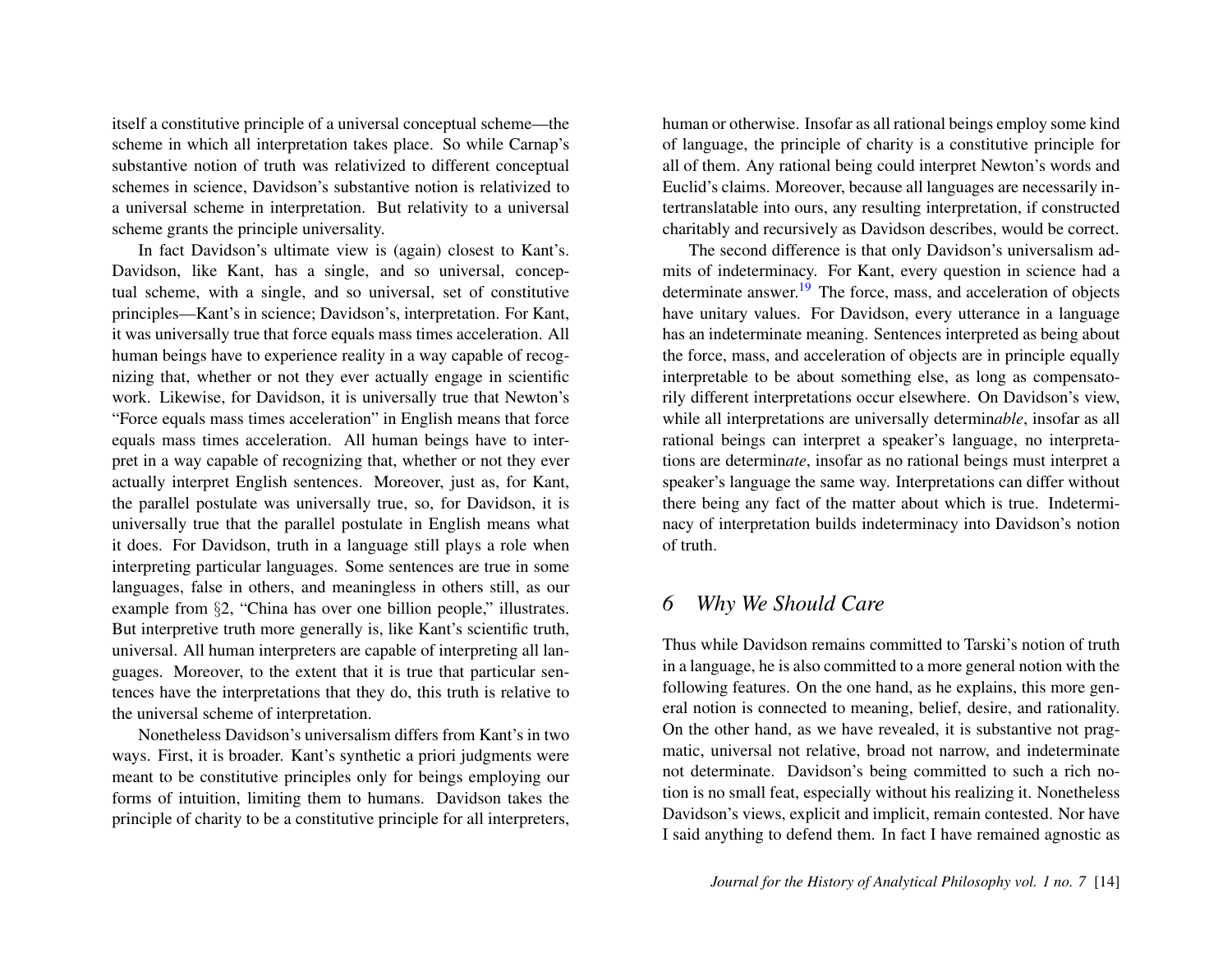itself a constitutive principle of a universal conceptual scheme—the scheme in which all interpretation takes place. So while Carnap's substantive notion of truth was relativized to different conceptual schemes in science, Davidson's substantive notion is relativized to a universal scheme in interpretation. But relativity to a universal scheme grants the principle universality.

In fact Davidson's ultimate view is (again) closest to Kant's. Davidson, like Kant, has a single, and so universal, conceptual scheme, with a single, and so universal, set of constitutive principles—Kant's in science; Davidson's, interpretation. For Kant, it was universally true that force equals mass times acceleration. All human beings have to experience reality in a way capable of recognizing that, whether or not they ever actually engage in scientific work. Likewise, for Davidson, it is universally true that Newton's "Force equals mass times acceleration" in English means that force equals mass times acceleration. All human beings have to interpret in a way capable of recognizing that, whether or not they ever actually interpret English sentences. Moreover, just as, for Kant, the parallel postulate was universally true, so, for Davidson, it is universally true that the parallel postulate in English means what it does. For Davidson, truth in a language still plays a role when interpreting particular languages. Some sentences are true in some languages, false in others, and meaningless in others still, as our example from §2, "China has over one billion people," illustrates. But interpretive truth more generally is, like Kant's scientific truth, universal. All human interpreters are capable of interpreting all languages. Moreover, to the extent that it is true that particular sentences have the interpretations that they do, this truth is relative to the universal scheme of interpretation.

Nonetheless Davidson's universalism differs from Kant's in two ways. First, it is broader. Kant's synthetic a priori judgments were meant to be constitutive principles only for beings employing our forms of intuition, limiting them to humans. Davidson takes the principle of charity to be a constitutive principle for all interpreters, human or otherwise. Insofar as all rational beings employ some kind of language, the principle of charity is a constitutive principle for all of them. Any rational being could interpret Newton's words and Euclid's claims. Moreover, because all languages are necessarily intertranslatable into ours, any resulting interpretation, if constructed charitably and recursively as Davidson describes, would be correct.

The second difference is that only Davidson's universalism admits of indeterminacy. For Kant, every question in science had a determinate answer.[19] The force, mass, and acceleration of objects have unitary values. For Davidson, every utterance in a language has an indeterminate meaning. Sentences interpreted as being about the force, mass, and acceleration of objects are in principle equally interpretable to be about something else, as long as compensatorily different interpretations occur elsewhere. On Davidson's view, while all interpretations are universally determin*able*, insofar as all rational beings can interpret a speaker's language, no interpretations are determin*ate*, insofar as no rational beings must interpret a speaker's language the same way. Interpretations can differ without there being any fact of the matter about which is true. Indeterminacy of interpretation builds indeterminacy into Davidson's notion of truth.

## 6 *Why We Should Care*

Thus while Davidson remains committed to Tarski's notion of truth in a language, he is also committed to a more general notion with the following features. On the one hand, as he explains, this more general notion is connected to meaning, belief, desire, and rationality. On the other hand, as we have revealed, it is substantive not pragmatic, universal not relative, broad not narrow, and indeterminate not determinate. Davidson's being committed to such a rich notion is no small feat, especially without his realizing it. Nonetheless Davidson's views, explicit and implicit, remain contested. Nor have I said anything to defend them. In fact I have remained agnostic as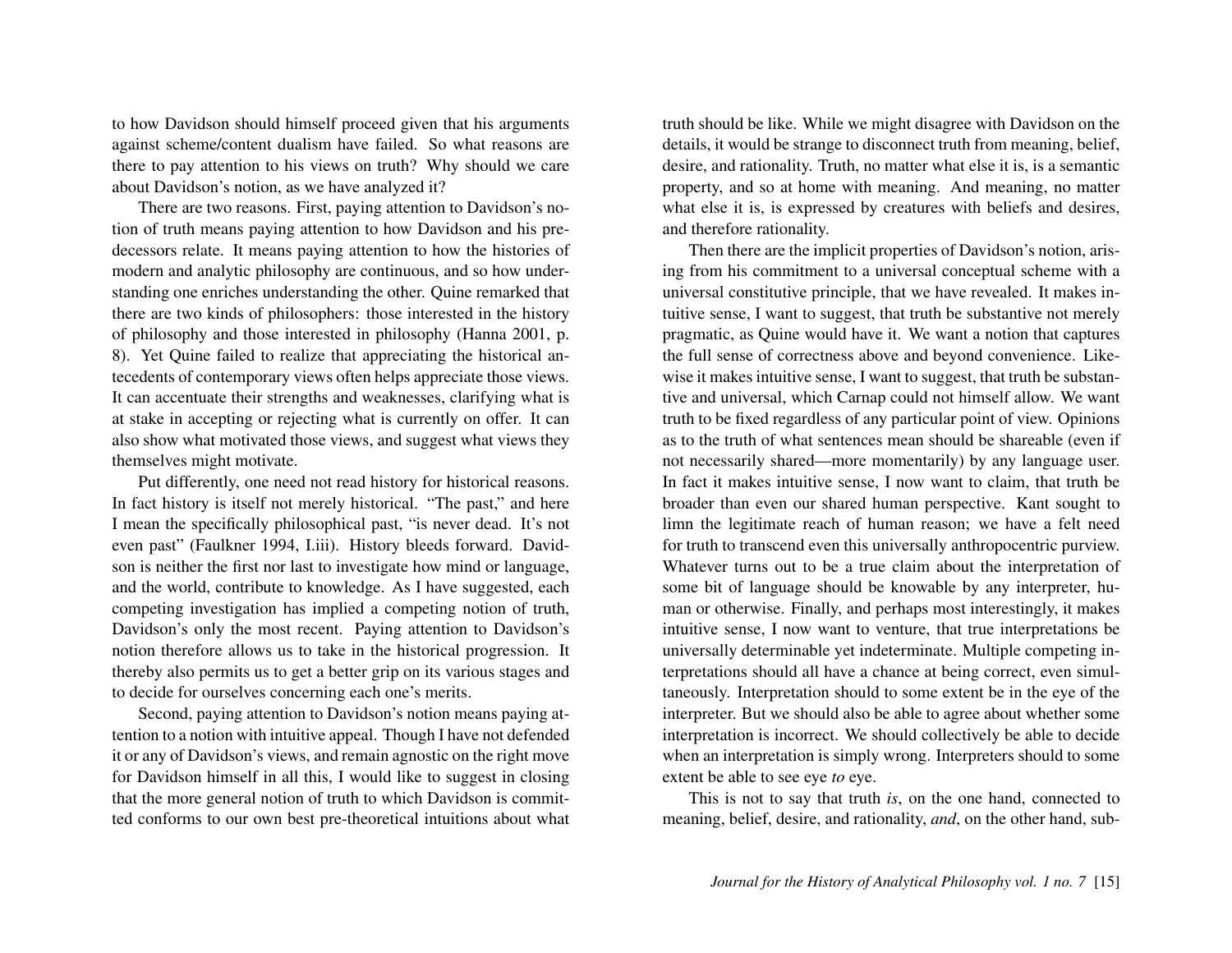to how Davidson should himself proceed given that his arguments against scheme/content dualism have failed. So what reasons are there to pay attention to his views on truth? Why should we care about Davidson's notion, as we have analyzed it?

There are two reasons. First, paying attention to Davidson's notion of truth means paying attention to how Davidson and his predecessors relate. It means paying attention to how the histories of modern and analytic philosophy are continuous, and so how understanding one enriches understanding the other. Quine remarked that there are two kinds of philosophers: those interested in the history of philosophy and those interested in philosophy (Hanna 2001, p. 8). Yet Quine failed to realize that appreciating the historical antecedents of contemporary views often helps appreciate those views. It can accentuate their strengths and weaknesses, clarifying what is at stake in accepting or rejecting what is currently on offer. It can also show what motivated those views, and suggest what views they themselves might motivate.

Put differently, one need not read history for historical reasons. In fact history is itself not merely historical. "The past," and here I mean the specifically philosophical past, "is never dead. It's not even past" (Faulkner 1994, I.iii). History bleeds forward. Davidson is neither the first nor last to investigate how mind or language, and the world, contribute to knowledge. As I have suggested, each competing investigation has implied a competing notion of truth, Davidson's only the most recent. Paying attention to Davidson's notion therefore allows us to take in the historical progression. It thereby also permits us to get a better grip on its various stages and to decide for ourselves concerning each one's merits.

Second, paying attention to Davidson's notion means paying attention to a notion with intuitive appeal. Though I have not defended it or any of Davidson's views, and remain agnostic on the right move for Davidson himself in all this, I would like to suggest in closing that the more general notion of truth to which Davidson is committed conforms to our own best pre-theoretical intuitions about what truth should be like. While we might disagree with Davidson on the details, it would be strange to disconnect truth from meaning, belief, desire, and rationality. Truth, no matter what else it is, is a semantic property, and so at home with meaning. And meaning, no matter what else it is, is expressed by creatures with beliefs and desires, and therefore rationality.

Then there are the implicit properties of Davidson's notion, arising from his commitment to a universal conceptual scheme with a universal constitutive principle, that we have revealed. It makes intuitive sense, I want to suggest, that truth be substantive not merely pragmatic, as Quine would have it. We want a notion that captures the full sense of correctness above and beyond convenience. Likewise it makes intuitive sense, I want to suggest, that truth be substantive and universal, which Carnap could not himself allow. We want truth to be fixed regardless of any particular point of view. Opinions as to the truth of what sentences mean should be shareable (even if not necessarily shared—more momentarily) by any language user. In fact it makes intuitive sense, I now want to claim, that truth be broader than even our shared human perspective. Kant sought to limn the legitimate reach of human reason; we have a felt need for truth to transcend even this universally anthropocentric purview. Whatever turns out to be a true claim about the interpretation of some bit of language should be knowable by any interpreter, human or otherwise. Finally, and perhaps most interestingly, it makes intuitive sense, I now want to venture, that true interpretations be universally determinable yet indeterminate. Multiple competing interpretations should all have a chance at being correct, even simultaneously. Interpretation should to some extent be in the eye of the interpreter. But we should also be able to agree about whether some interpretation is incorrect. We should collectively be able to decide when an interpretation is simply wrong. Interpreters should to some extent be able to see eye *to* eye.

This is not to say that truth *is*, on the one hand, connected to meaning, belief, desire, and rationality, *and*, on the other hand, sub-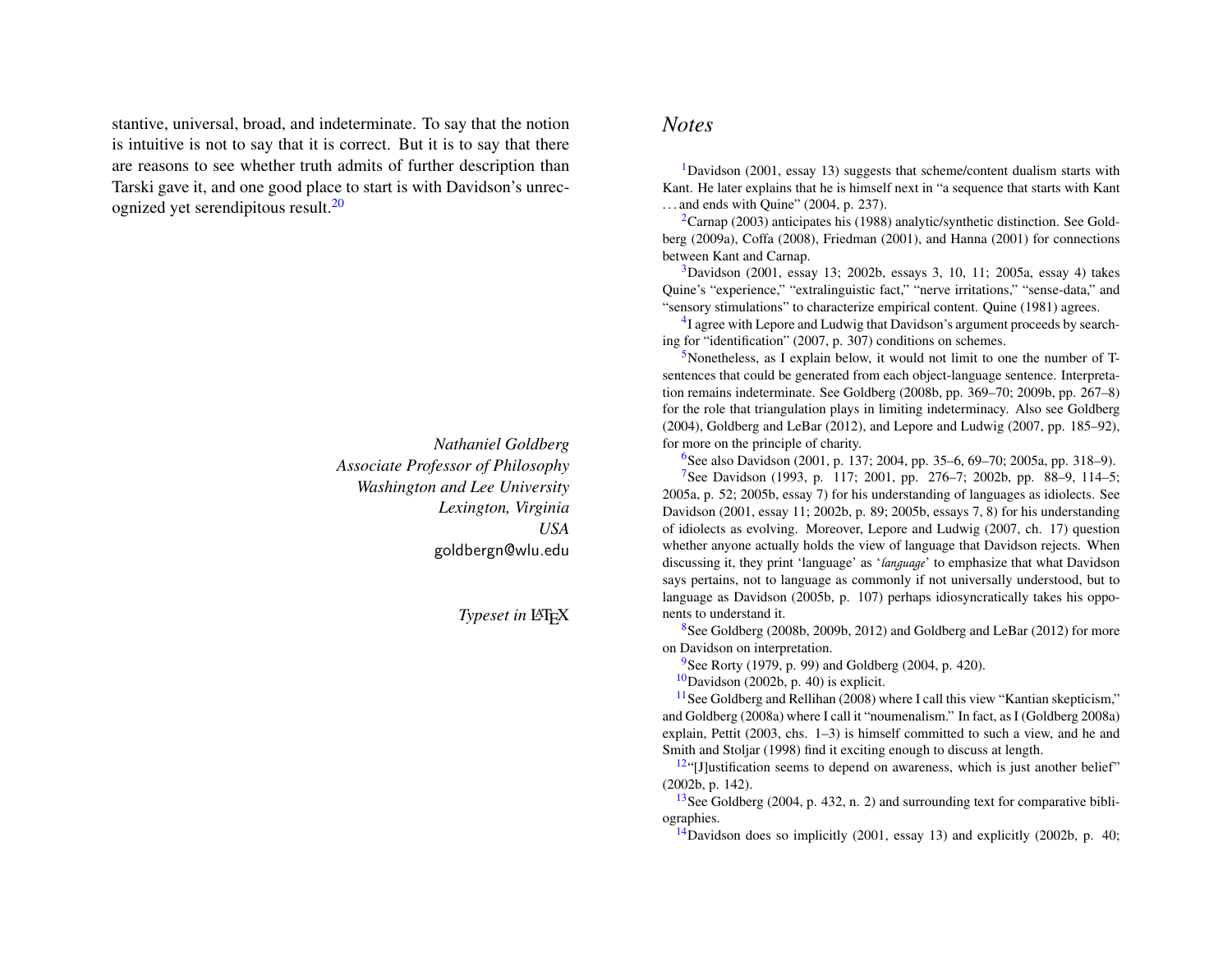stantive, universal, broad, and indeterminate. To say that the notion is intuitive is not to say that it is correct. But it is to say that there are reasons to see whether truth admits of further description than Tarski gave it, and one good place to start is with Davidson's unrecognized yet serendipitous result.[20]

*Nathaniel Goldberg*
*Associate Professor of Philosophy*
*Washington and Lee University*
*Lexington, Virginia*
*USA*
goldbergn@wlu.edu

*Typeset in* LaTeX

## *Notes*

[1]Davidson (2001, essay 13) suggests that scheme/content dualism starts with Kant. He later explains that he is himself next in "a sequence that starts with Kant . . . and ends with Quine" (2004, p. 237).

[2]Carnap (2003) anticipates his (1988) analytic/synthetic distinction. See Goldberg (2009a), Coffa (2008), Friedman (2001), and Hanna (2001) for connections between Kant and Carnap.

[3]Davidson (2001, essay 13; 2002b, essays 3, 10, 11; 2005a, essay 4) takes Quine's "experience," "extralinguistic fact," "nerve irritations," "sense-data," and "sensory stimulations" to characterize empirical content. Quine (1981) agrees.

[4]I agree with Lepore and Ludwig that Davidson's argument proceeds by searching for "identification" (2007, p. 307) conditions on schemes.

[5]Nonetheless, as I explain below, it would not limit to one the number of T-sentences that could be generated from each object-language sentence. Interpretation remains indeterminate. See Goldberg (2008b, pp. 369–70; 2009b, pp. 267–8) for the role that triangulation plays in limiting indeterminacy. Also see Goldberg (2004), Goldberg and LeBar (2012), and Lepore and Ludwig (2007, pp. 185–92), for more on the principle of charity.

[6]See also Davidson (2001, p. 137; 2004, pp. 35–6, 69–70; 2005a, pp. 318–9).

[7]See Davidson (1993, p. 117; 2001, pp. 276–7; 2002b, pp. 88–9, 114–5; 2005a, p. 52; 2005b, essay 7) for his understanding of languages as idiolects. See Davidson (2001, essay 11; 2002b, p. 89; 2005b, essays 7, 8) for his understanding of idiolects as evolving. Moreover, Lepore and Ludwig (2007, ch. 17) question whether anyone actually holds the view of language that Davidson rejects. When discussing it, they print 'language' as '*language*' to emphasize that what Davidson says pertains, not to language as commonly if not universally understood, but to language as Davidson (2005b, p. 107) perhaps idiosyncratically takes his opponents to understand it.

[8]See Goldberg (2008b, 2009b, 2012) and Goldberg and LeBar (2012) for more on Davidson on interpretation.

[9]See Rorty (1979, p. 99) and Goldberg (2004, p. 420).

[10]Davidson (2002b, p. 40) is explicit.

[11]See Goldberg and Rellihan (2008) where I call this view "Kantian skepticism," and Goldberg (2008a) where I call it "noumenalism." In fact, as I (Goldberg 2008a) explain, Pettit (2003, chs. 1–3) is himself committed to such a view, and he and Smith and Stoljar (1998) find it exciting enough to discuss at length.

[12]"[J]ustification seems to depend on awareness, which is just another belief" (2002b, p. 142).

[13]See Goldberg (2004, p. 432, n. 2) and surrounding text for comparative bibliographies.

[14]Davidson does so implicitly (2001, essay 13) and explicitly (2002b, p. 40;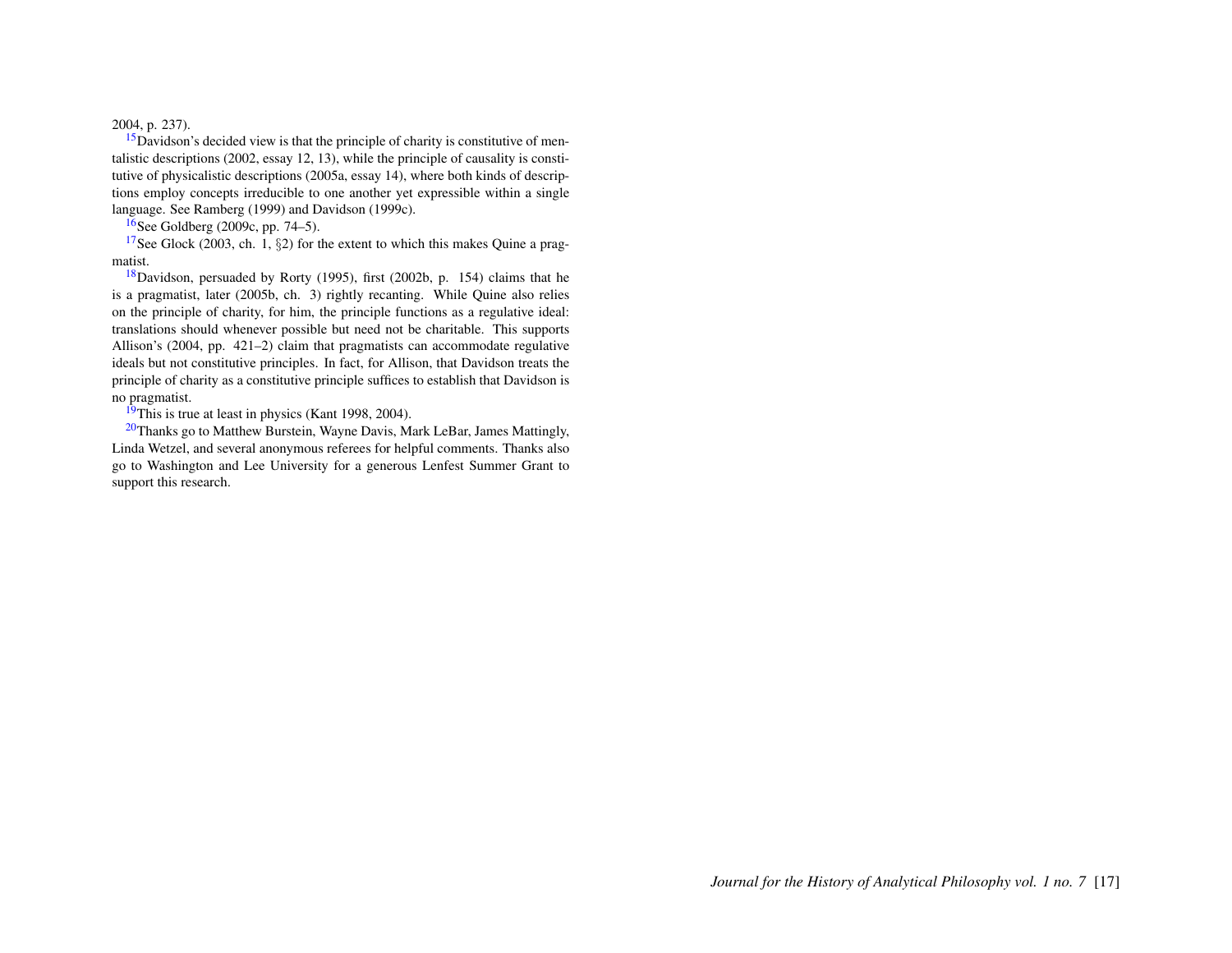2004, p. 237).

[15]Davidson's decided view is that the principle of charity is constitutive of mentalistic descriptions (2002, essay 12, 13), while the principle of causality is constitutive of physicalistic descriptions (2005a, essay 14), where both kinds of descriptions employ concepts irreducible to one another yet expressible within a single language. See Ramberg (1999) and Davidson (1999c).

[16]See Goldberg (2009c, pp. 74–5).

[17]See Glock (2003, ch. 1, §2) for the extent to which this makes Quine a pragmatist.

[18]Davidson, persuaded by Rorty (1995), first (2002b, p. 154) claims that he is a pragmatist, later (2005b, ch. 3) rightly recanting. While Quine also relies on the principle of charity, for him, the principle functions as a regulative ideal: translations should whenever possible but need not be charitable. This supports Allison's (2004, pp. 421–2) claim that pragmatists can accommodate regulative ideals but not constitutive principles. In fact, for Allison, that Davidson treats the principle of charity as a constitutive principle suffices to establish that Davidson is no pragmatist.

[19]This is true at least in physics (Kant 1998, 2004).

[20]Thanks go to Matthew Burstein, Wayne Davis, Mark LeBar, James Mattingly, Linda Wetzel, and several anonymous referees for helpful comments. Thanks also go to Washington and Lee University for a generous Lenfest Summer Grant to support this research.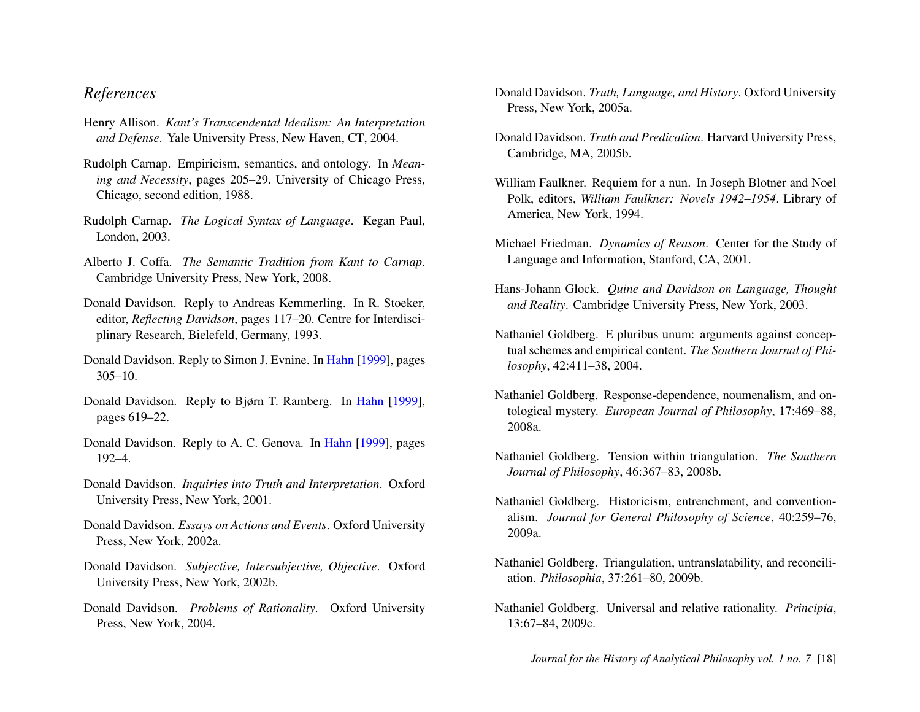## *References*

Henry Allison. *Kant's Transcendental Idealism: An Interpretation and Defense*. Yale University Press, New Haven, CT, 2004.

Rudolph Carnap. Empiricism, semantics, and ontology. In *Meaning and Necessity*, pages 205–29. University of Chicago Press, Chicago, second edition, 1988.

Rudolph Carnap. *The Logical Syntax of Language*. Kegan Paul, London, 2003.

Alberto J. Coffa. *The Semantic Tradition from Kant to Carnap*. Cambridge University Press, New York, 2008.

Donald Davidson. Reply to Andreas Kemmerling. In R. Stoeker, editor, *Reflecting Davidson*, pages 117–20. Centre for Interdisciplinary Research, Bielefeld, Germany, 1993.

Donald Davidson. Reply to Simon J. Evnine. In Hahn [1999], pages 305–10.

Donald Davidson. Reply to Bjørn T. Ramberg. In Hahn [1999], pages 619–22.

Donald Davidson. Reply to A. C. Genova. In Hahn [1999], pages 192–4.

Donald Davidson. *Inquiries into Truth and Interpretation*. Oxford University Press, New York, 2001.

Donald Davidson. *Essays on Actions and Events*. Oxford University Press, New York, 2002a.

Donald Davidson. *Subjective, Intersubjective, Objective*. Oxford University Press, New York, 2002b.

Donald Davidson. *Problems of Rationality*. Oxford University Press, New York, 2004.

Donald Davidson. *Truth, Language, and History*. Oxford University Press, New York, 2005a.

Donald Davidson. *Truth and Predication*. Harvard University Press, Cambridge, MA, 2005b.

William Faulkner. Requiem for a nun. In Joseph Blotner and Noel Polk, editors, *William Faulkner: Novels 1942–1954*. Library of America, New York, 1994.

Michael Friedman. *Dynamics of Reason*. Center for the Study of Language and Information, Stanford, CA, 2001.

Hans-Johann Glock. *Quine and Davidson on Language, Thought and Reality*. Cambridge University Press, New York, 2003.

Nathaniel Goldberg. E pluribus unum: arguments against conceptual schemes and empirical content. *The Southern Journal of Philosophy*, 42:411–38, 2004.

Nathaniel Goldberg. Response-dependence, noumenalism, and ontological mystery. *European Journal of Philosophy*, 17:469–88, 2008a.

Nathaniel Goldberg. Tension within triangulation. *The Southern Journal of Philosophy*, 46:367–83, 2008b.

Nathaniel Goldberg. Historicism, entrenchment, and conventionalism. *Journal for General Philosophy of Science*, 40:259–76, 2009a.

Nathaniel Goldberg. Triangulation, untranslatability, and reconciliation. *Philosophia*, 37:261–80, 2009b.

Nathaniel Goldberg. Universal and relative rationality. *Principia*, 13:67–84, 2009c.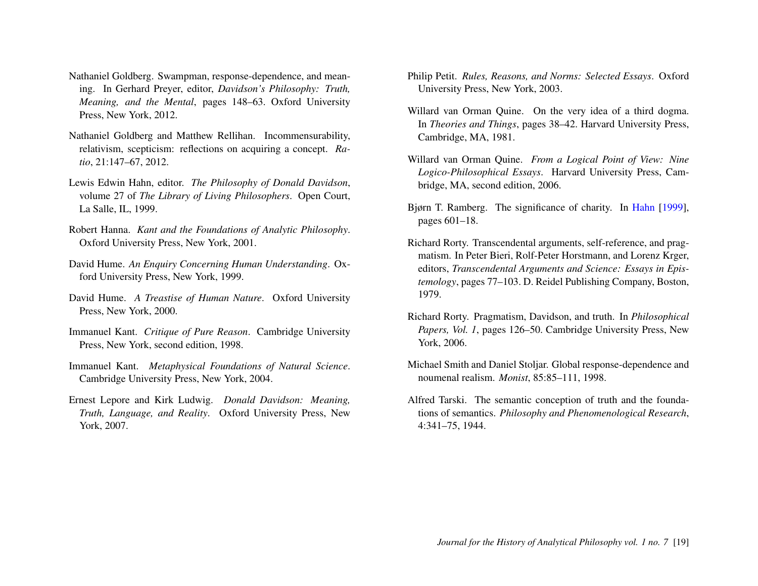Nathaniel Goldberg. Swampman, response-dependence, and meaning. In Gerhard Preyer, editor, *Davidson's Philosophy: Truth, Meaning, and the Mental*, pages 148–63. Oxford University Press, New York, 2012.

Nathaniel Goldberg and Matthew Rellihan. Incommensurability, relativism, scepticism: reflections on acquiring a concept. *Ratio*, 21:147–67, 2012.

Lewis Edwin Hahn, editor. *The Philosophy of Donald Davidson*, volume 27 of *The Library of Living Philosophers*. Open Court, La Salle, IL, 1999.

Robert Hanna. *Kant and the Foundations of Analytic Philosophy*. Oxford University Press, New York, 2001.

David Hume. *An Enquiry Concerning Human Understanding*. Oxford University Press, New York, 1999.

David Hume. *A Treastise of Human Nature*. Oxford University Press, New York, 2000.

Immanuel Kant. *Critique of Pure Reason*. Cambridge University Press, New York, second edition, 1998.

Immanuel Kant. *Metaphysical Foundations of Natural Science*. Cambridge University Press, New York, 2004.

Ernest Lepore and Kirk Ludwig. *Donald Davidson: Meaning, Truth, Language, and Reality*. Oxford University Press, New York, 2007.

Philip Petit. *Rules, Reasons, and Norms: Selected Essays*. Oxford University Press, New York, 2003.

Willard van Orman Quine. On the very idea of a third dogma. In *Theories and Things*, pages 38–42. Harvard University Press, Cambridge, MA, 1981.

Willard van Orman Quine. *From a Logical Point of View: Nine Logico-Philosophical Essays*. Harvard University Press, Cambridge, MA, second edition, 2006.

Bjørn T. Ramberg. The significance of charity. In Hahn [1999], pages 601–18.

Richard Rorty. Transcendental arguments, self-reference, and pragmatism. In Peter Bieri, Rolf-Peter Horstmann, and Lorenz Krger, editors, *Transcendental Arguments and Science: Essays in Epistemology*, pages 77–103. D. Reidel Publishing Company, Boston, 1979.

Richard Rorty. Pragmatism, Davidson, and truth. In *Philosophical Papers, Vol. 1*, pages 126–50. Cambridge University Press, New York, 2006.

Michael Smith and Daniel Stoljar. Global response-dependence and noumenal realism. *Monist*, 85:85–111, 1998.

Alfred Tarski. The semantic conception of truth and the foundations of semantics. *Philosophy and Phenomenological Research*, 4:341–75, 1944.